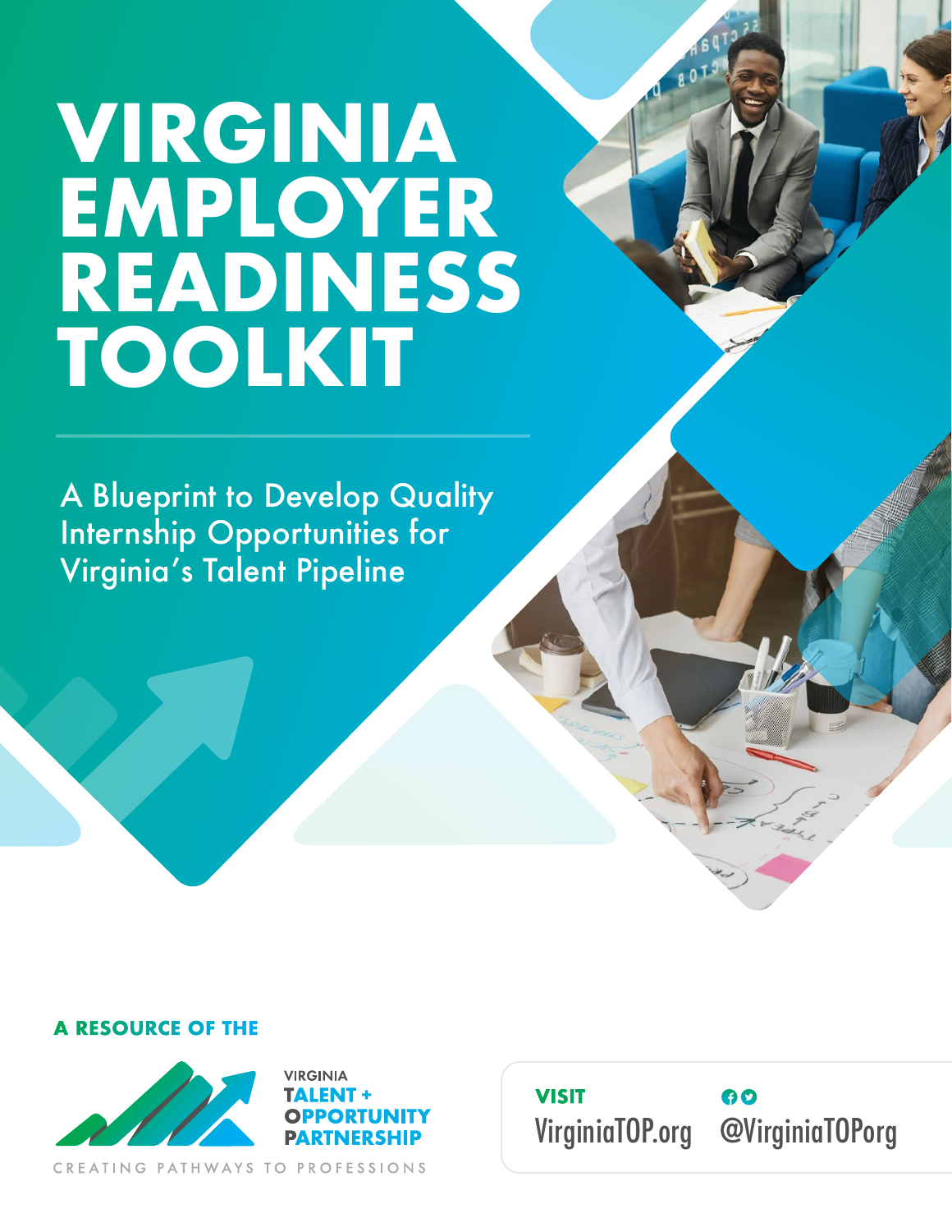# VIRGINIA EMPLOYER READINESS TOOLKIT

A Blueprint to Develop Quality Internship Opportunities for Virginia's Talent Pipeline

**A RESOURCE OF THE**

VIRGINIA
**TALENT + OPPORTUNITY PARTNERSHIP**

CREATING PATHWAYS TO PROFESSIONS

**VISIT**
VirginiaTOP.org

@VirginiaTOPorg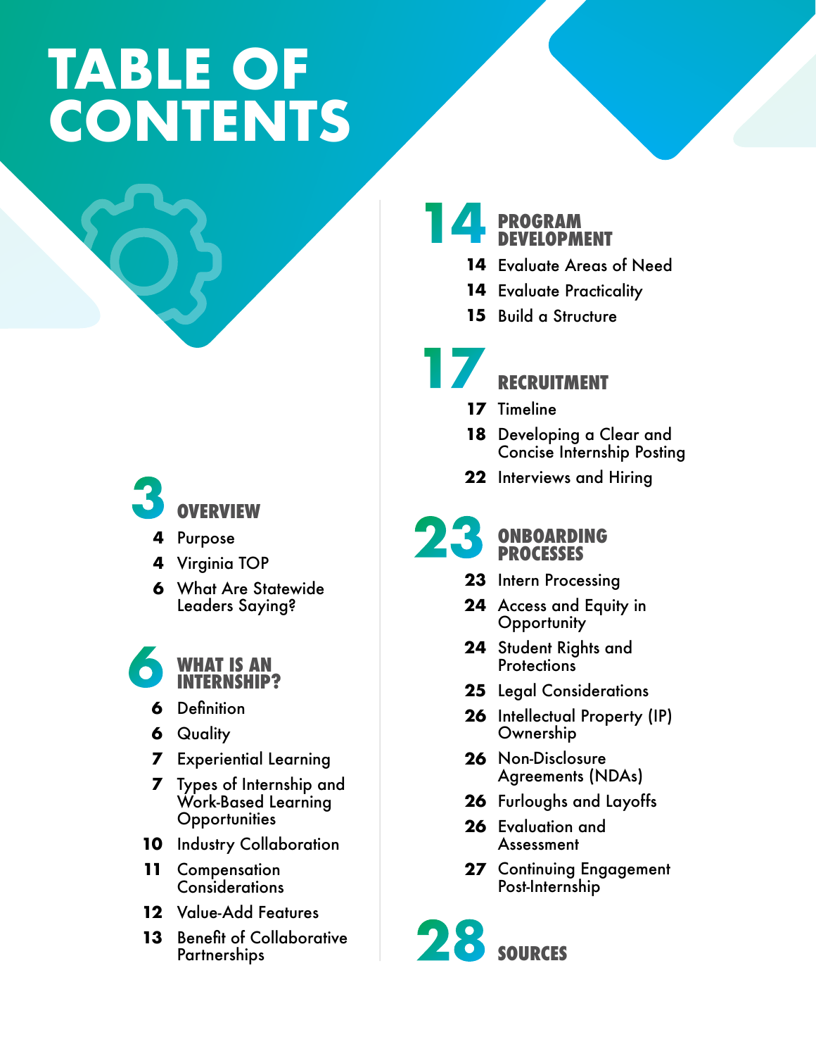# TABLE OF CONTENTS

## 3 OVERVIEW

- 4 Purpose
- 4 Virginia TOP
- 6 What Are Statewide Leaders Saying?

## 6 WHAT IS AN INTERNSHIP?

- 6 Definition
- 6 Quality
- 7 Experiential Learning
- 7 Types of Internship and Work-Based Learning Opportunities
- 10 Industry Collaboration
- 11 Compensation Considerations
- 12 Value-Add Features
- 13 Benefit of Collaborative Partnerships

## 14 PROGRAM DEVELOPMENT

- 14 Evaluate Areas of Need
- 14 Evaluate Practicality
- 15 Build a Structure

## 17 RECRUITMENT

- 17 Timeline
- 18 Developing a Clear and Concise Internship Posting
- 22 Interviews and Hiring

## 23 ONBOARDING PROCESSES

- 23 Intern Processing
- 24 Access and Equity in Opportunity
- 24 Student Rights and Protections
- 25 Legal Considerations
- 26 Intellectual Property (IP) Ownership
- 26 Non-Disclosure Agreements (NDAs)
- 26 Furloughs and Layoffs
- 26 Evaluation and Assessment
- 27 Continuing Engagement Post-Internship

## 28 SOURCES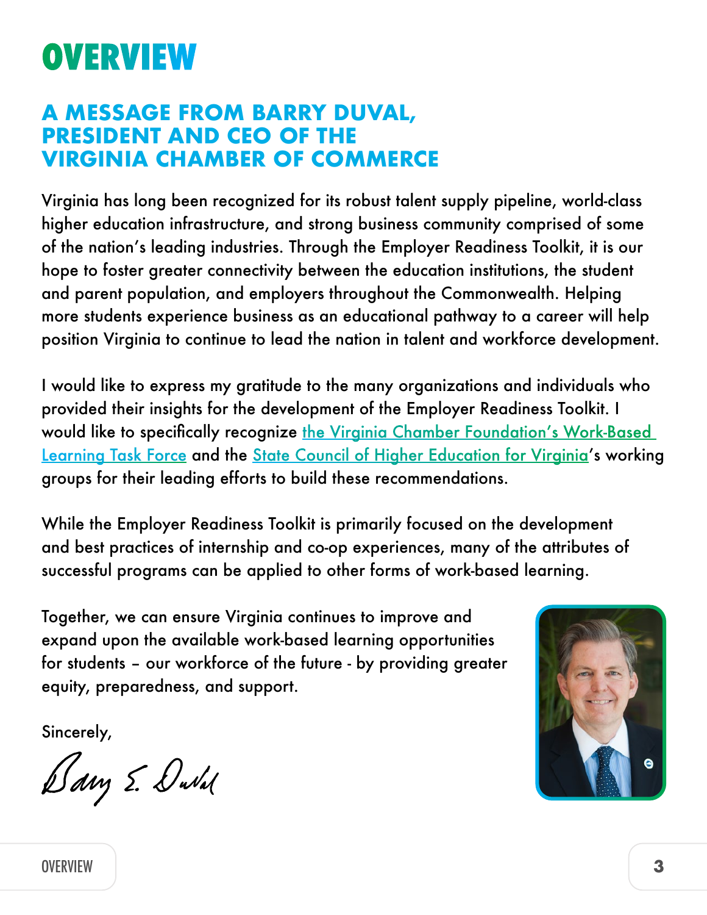# OVERVIEW

## A MESSAGE FROM BARRY DUVAL, PRESIDENT AND CEO OF THE VIRGINIA CHAMBER OF COMMERCE

Virginia has long been recognized for its robust talent supply pipeline, world-class higher education infrastructure, and strong business community comprised of some of the nation's leading industries. Through the Employer Readiness Toolkit, it is our hope to foster greater connectivity between the education institutions, the student and parent population, and employers throughout the Commonwealth. Helping more students experience business as an educational pathway to a career will help position Virginia to continue to lead the nation in talent and workforce development.

I would like to express my gratitude to the many organizations and individuals who provided their insights for the development of the Employer Readiness Toolkit. I would like to specifically recognize the Virginia Chamber Foundation's Work-Based Learning Task Force and the State Council of Higher Education for Virginia's working groups for their leading efforts to build these recommendations.

While the Employer Readiness Toolkit is primarily focused on the development and best practices of internship and co-op experiences, many of the attributes of successful programs can be applied to other forms of work-based learning.

Together, we can ensure Virginia continues to improve and expand upon the available work-based learning opportunities for students – our workforce of the future - by providing greater equity, preparedness, and support.

Sincerely,

Barry E. Duval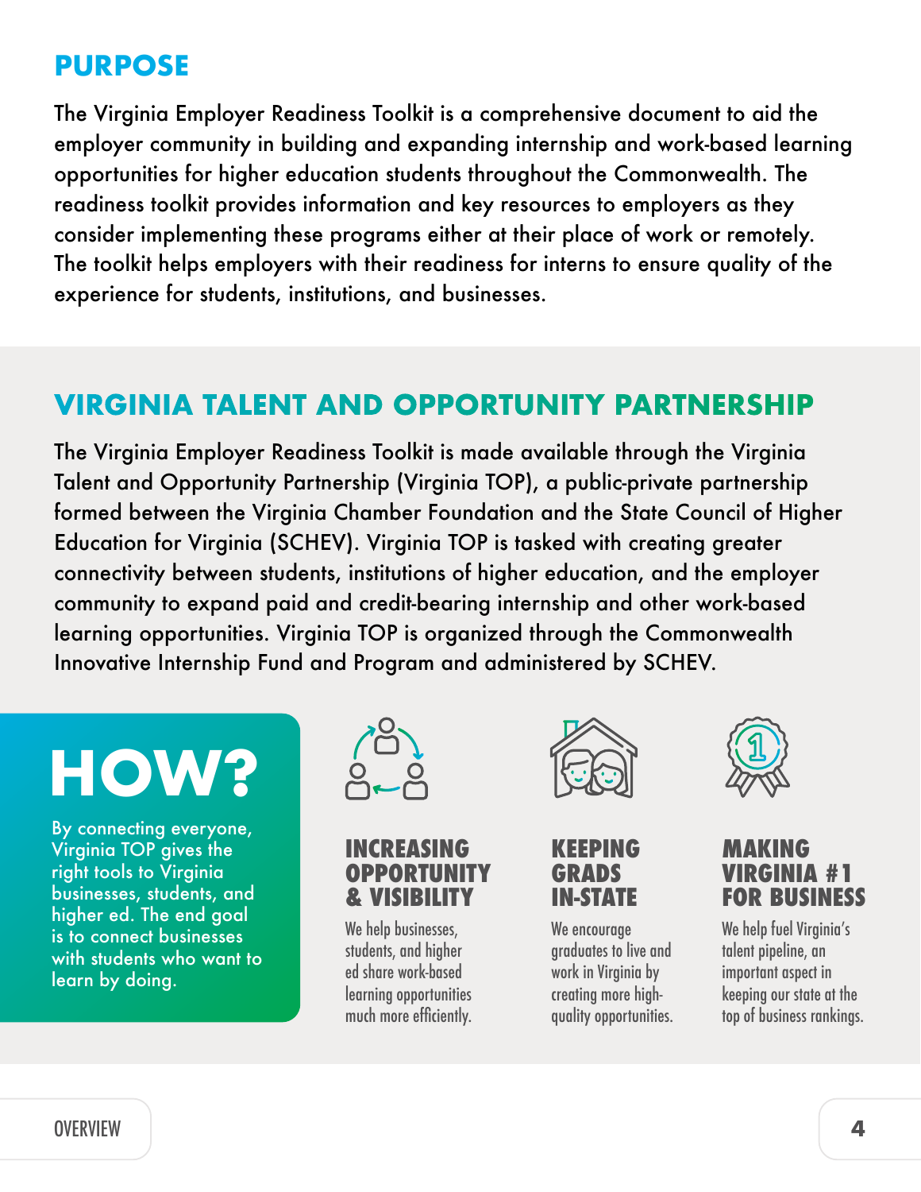## PURPOSE

The Virginia Employer Readiness Toolkit is a comprehensive document to aid the employer community in building and expanding internship and work-based learning opportunities for higher education students throughout the Commonwealth. The readiness toolkit provides information and key resources to employers as they consider implementing these programs either at their place of work or remotely. The toolkit helps employers with their readiness for interns to ensure quality of the experience for students, institutions, and businesses.

## VIRGINIA TALENT AND OPPORTUNITY PARTNERSHIP

The Virginia Employer Readiness Toolkit is made available through the Virginia Talent and Opportunity Partnership (Virginia TOP), a public-private partnership formed between the Virginia Chamber Foundation and the State Council of Higher Education for Virginia (SCHEV). Virginia TOP is tasked with creating greater connectivity between students, institutions of higher education, and the employer community to expand paid and credit-bearing internship and other work-based learning opportunities. Virginia TOP is organized through the Commonwealth Innovative Internship Fund and Program and administered by SCHEV.

## HOW?

By connecting everyone, Virginia TOP gives the right tools to Virginia businesses, students, and higher ed. The end goal is to connect businesses with students who want to learn by doing.

### INCREASING OPPORTUNITY & VISIBILITY

We help businesses, students, and higher ed share work-based learning opportunities much more efficiently.

### KEEPING GRADS IN-STATE

We encourage graduates to live and work in Virginia by creating more high-quality opportunities.

### MAKING VIRGINIA #1 FOR BUSINESS

We help fuel Virginia's talent pipeline, an important aspect in keeping our state at the top of business rankings.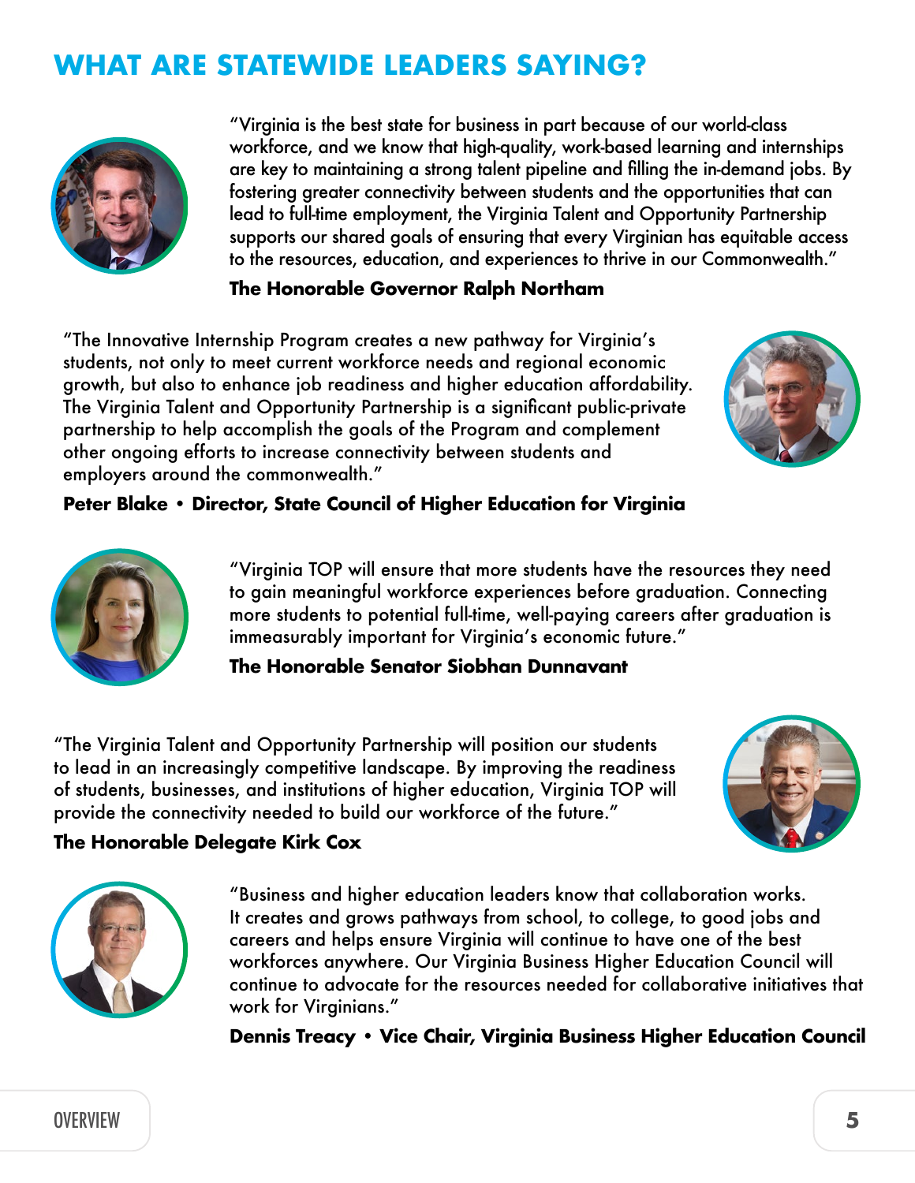# WHAT ARE STATEWIDE LEADERS SAYING?

"Virginia is the best state for business in part because of our world-class workforce, and we know that high-quality, work-based learning and internships are key to maintaining a strong talent pipeline and filling the in-demand jobs. By fostering greater connectivity between students and the opportunities that can lead to full-time employment, the Virginia Talent and Opportunity Partnership supports our shared goals of ensuring that every Virginian has equitable access to the resources, education, and experiences to thrive in our Commonwealth."

**The Honorable Governor Ralph Northam**

"The Innovative Internship Program creates a new pathway for Virginia's students, not only to meet current workforce needs and regional economic growth, but also to enhance job readiness and higher education affordability. The Virginia Talent and Opportunity Partnership is a significant public-private partnership to help accomplish the goals of the Program and complement other ongoing efforts to increase connectivity between students and employers around the commonwealth."

**Peter Blake • Director, State Council of Higher Education for Virginia**

"Virginia TOP will ensure that more students have the resources they need to gain meaningful workforce experiences before graduation. Connecting more students to potential full-time, well-paying careers after graduation is immeasurably important for Virginia's economic future."

**The Honorable Senator Siobhan Dunnavant**

"The Virginia Talent and Opportunity Partnership will position our students to lead in an increasingly competitive landscape. By improving the readiness of students, businesses, and institutions of higher education, Virginia TOP will provide the connectivity needed to build our workforce of the future."

**The Honorable Delegate Kirk Cox**

"Business and higher education leaders know that collaboration works. It creates and grows pathways from school, to college, to good jobs and careers and helps ensure Virginia will continue to have one of the best workforces anywhere. Our Virginia Business Higher Education Council will continue to advocate for the resources needed for collaborative initiatives that work for Virginians."

**Dennis Treacy • Vice Chair, Virginia Business Higher Education Council**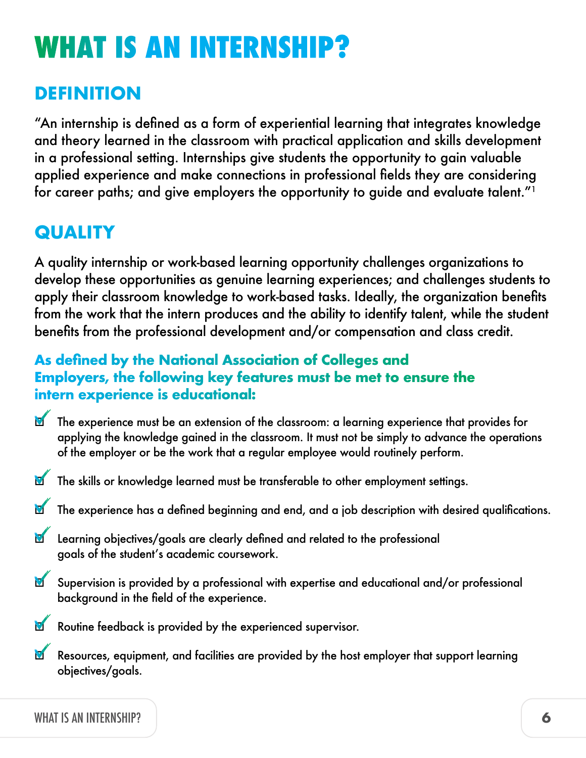# WHAT IS AN INTERNSHIP?

## DEFINITION

"An internship is defined as a form of experiential learning that integrates knowledge and theory learned in the classroom with practical application and skills development in a professional setting. Internships give students the opportunity to gain valuable applied experience and make connections in professional fields they are considering for career paths; and give employers the opportunity to guide and evaluate talent."[1]

## QUALITY

A quality internship or work-based learning opportunity challenges organizations to develop these opportunities as genuine learning experiences; and challenges students to apply their classroom knowledge to work-based tasks. Ideally, the organization benefits from the work that the intern produces and the ability to identify talent, while the student benefits from the professional development and/or compensation and class credit.

### As defined by the National Association of Colleges and Employers, the following key features must be met to ensure the intern experience is educational:

- The experience must be an extension of the classroom: a learning experience that provides for applying the knowledge gained in the classroom. It must not be simply to advance the operations of the employer or be the work that a regular employee would routinely perform.
- The skills or knowledge learned must be transferable to other employment settings.
- The experience has a defined beginning and end, and a job description with desired qualifications.
- Learning objectives/goals are clearly defined and related to the professional goals of the student's academic coursework.
- Supervision is provided by a professional with expertise and educational and/or professional background in the field of the experience.
- Routine feedback is provided by the experienced supervisor.
- Resources, equipment, and facilities are provided by the host employer that support learning objectives/goals.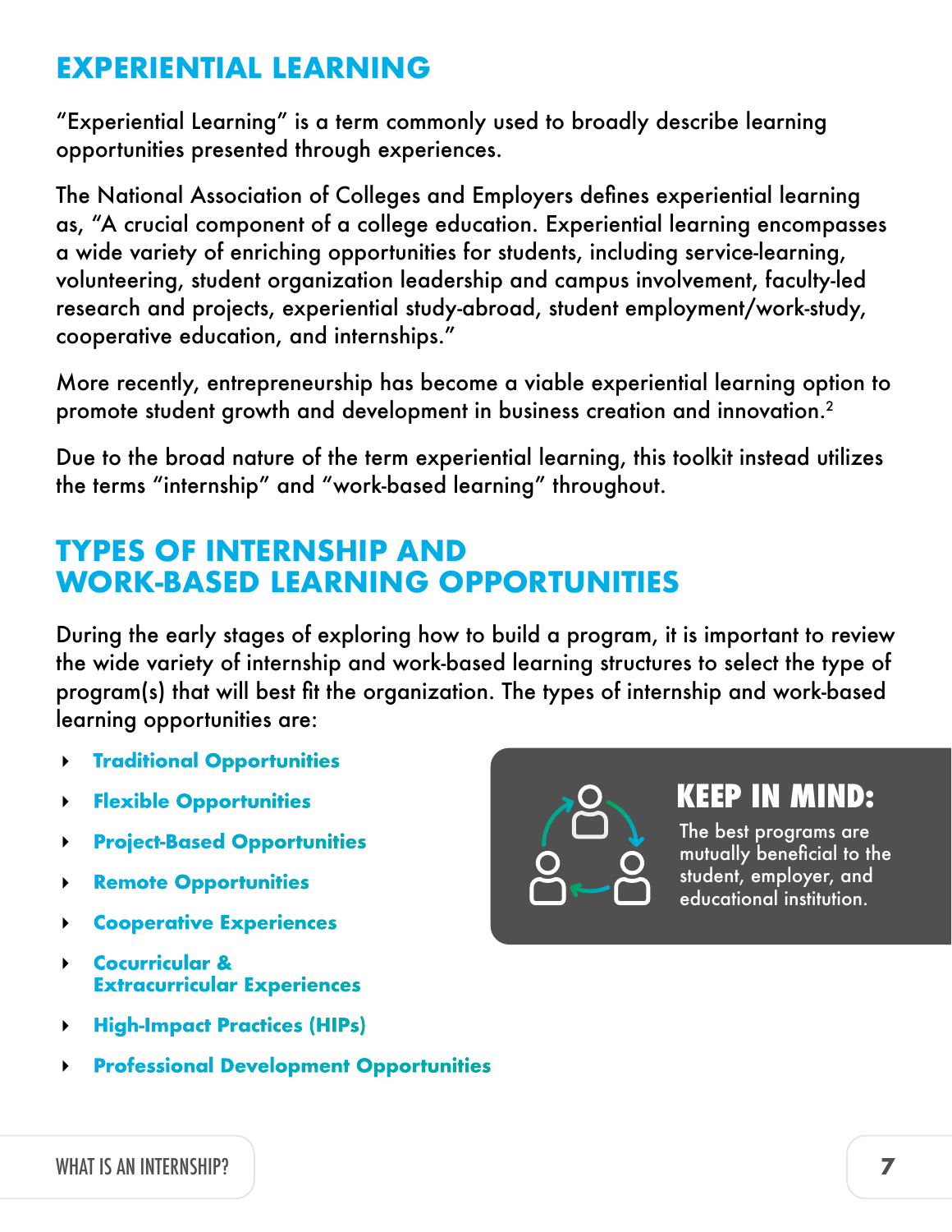## EXPERIENTIAL LEARNING

"Experiential Learning" is a term commonly used to broadly describe learning opportunities presented through experiences.

The National Association of Colleges and Employers defines experiential learning as, "A crucial component of a college education. Experiential learning encompasses a wide variety of enriching opportunities for students, including service-learning, volunteering, student organization leadership and campus involvement, faculty-led research and projects, experiential study-abroad, student employment/work-study, cooperative education, and internships."

More recently, entrepreneurship has become a viable experiential learning option to promote student growth and development in business creation and innovation.[2]

Due to the broad nature of the term experiential learning, this toolkit instead utilizes the terms "internship" and "work-based learning" throughout.

## TYPES OF INTERNSHIP AND WORK-BASED LEARNING OPPORTUNITIES

During the early stages of exploring how to build a program, it is important to review the wide variety of internship and work-based learning structures to select the type of program(s) that will best fit the organization. The types of internship and work-based learning opportunities are:

- **Traditional Opportunities**
- **Flexible Opportunities**
- **Project-Based Opportunities**
- **Remote Opportunities**
- **Cooperative Experiences**
- **Cocurricular & Extracurricular Experiences**
- **High-Impact Practices (HIPs)**
- **Professional Development Opportunities**

> **KEEP IN MIND:**
> The best programs are mutually beneficial to the student, employer, and educational institution.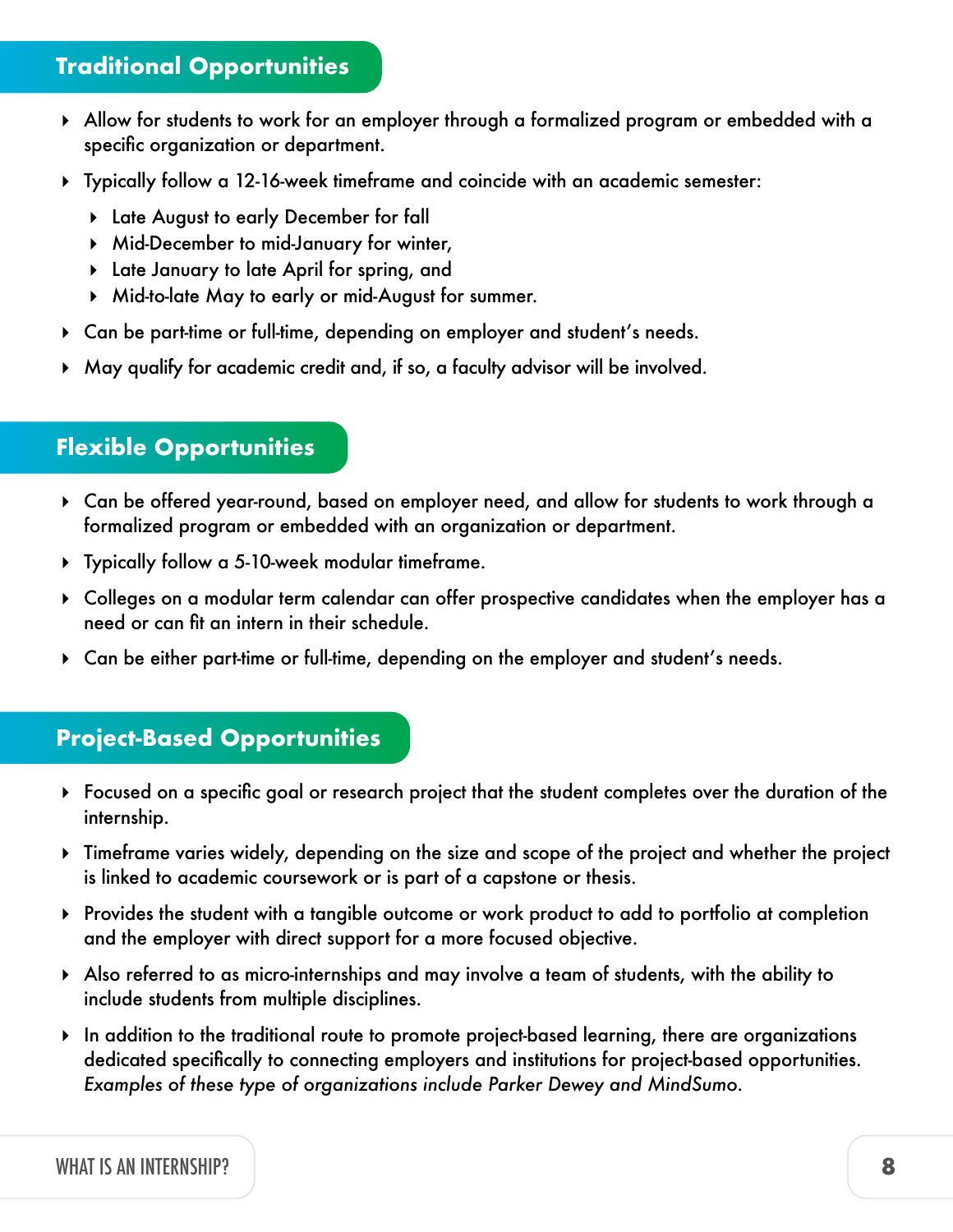## Traditional Opportunities

- Allow for students to work for an employer through a formalized program or embedded with a specific organization or department.
- Typically follow a 12-16-week timeframe and coincide with an academic semester:
  - Late August to early December for fall
  - Mid-December to mid-January for winter,
  - Late January to late April for spring, and
  - Mid-to-late May to early or mid-August for summer.
- Can be part-time or full-time, depending on employer and student's needs.
- May qualify for academic credit and, if so, a faculty advisor will be involved.

## Flexible Opportunities

- Can be offered year-round, based on employer need, and allow for students to work through a formalized program or embedded with an organization or department.
- Typically follow a 5-10-week modular timeframe.
- Colleges on a modular term calendar can offer prospective candidates when the employer has a need or can fit an intern in their schedule.
- Can be either part-time or full-time, depending on the employer and student's needs.

## Project-Based Opportunities

- Focused on a specific goal or research project that the student completes over the duration of the internship.
- Timeframe varies widely, depending on the size and scope of the project and whether the project is linked to academic coursework or is part of a capstone or thesis.
- Provides the student with a tangible outcome or work product to add to portfolio at completion and the employer with direct support for a more focused objective.
- Also referred to as micro-internships and may involve a team of students, with the ability to include students from multiple disciplines.
- In addition to the traditional route to promote project-based learning, there are organizations dedicated specifically to connecting employers and institutions for project-based opportunities. *Examples of these type of organizations include Parker Dewey and MindSumo.*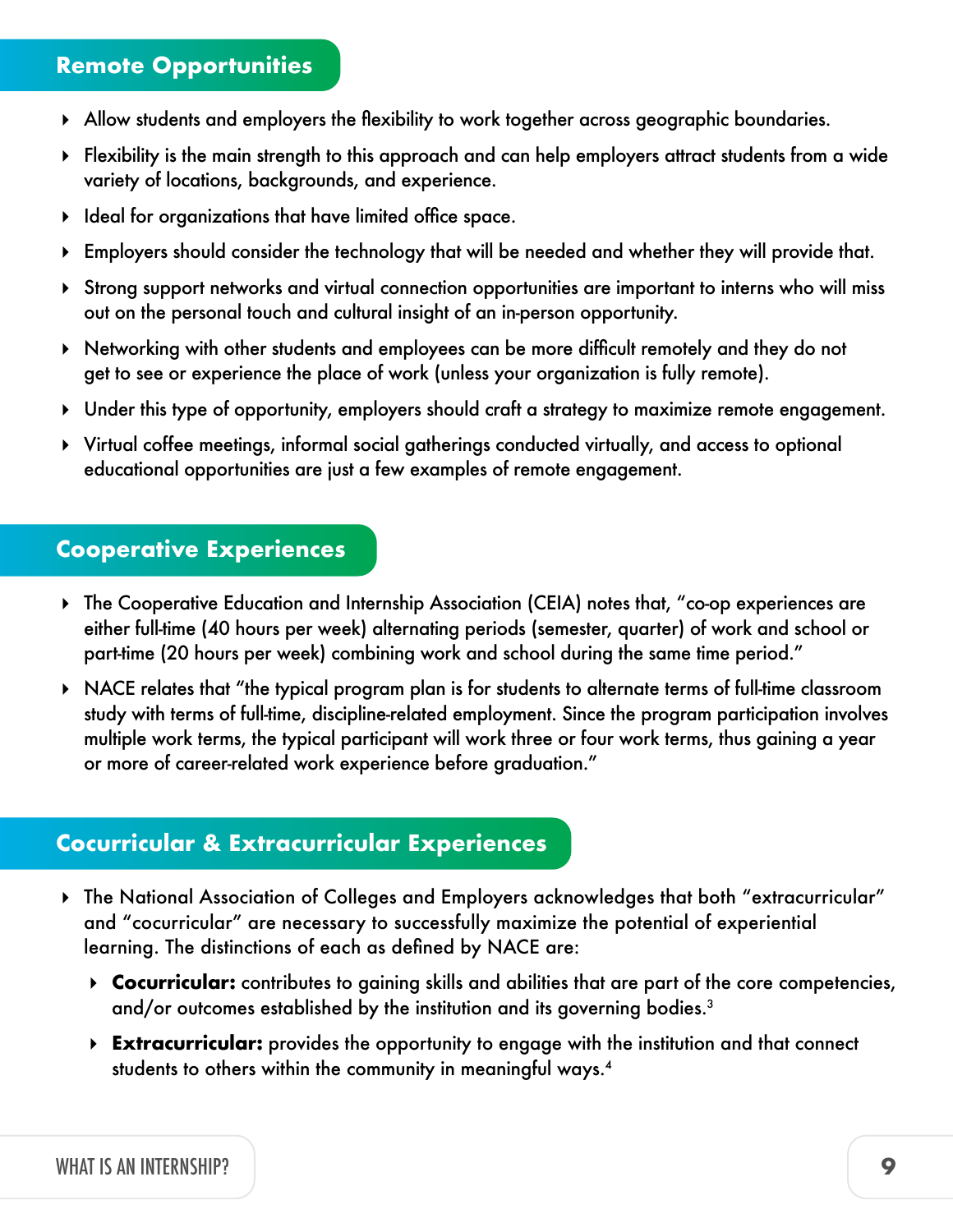## Remote Opportunities

- Allow students and employers the flexibility to work together across geographic boundaries.
- Flexibility is the main strength to this approach and can help employers attract students from a wide variety of locations, backgrounds, and experience.
- Ideal for organizations that have limited office space.
- Employers should consider the technology that will be needed and whether they will provide that.
- Strong support networks and virtual connection opportunities are important to interns who will miss out on the personal touch and cultural insight of an in-person opportunity.
- Networking with other students and employees can be more difficult remotely and they do not get to see or experience the place of work (unless your organization is fully remote).
- Under this type of opportunity, employers should craft a strategy to maximize remote engagement.
- Virtual coffee meetings, informal social gatherings conducted virtually, and access to optional educational opportunities are just a few examples of remote engagement.

## Cooperative Experiences

- The Cooperative Education and Internship Association (CEIA) notes that, "co-op experiences are either full-time (40 hours per week) alternating periods (semester, quarter) of work and school or part-time (20 hours per week) combining work and school during the same time period."
- NACE relates that "the typical program plan is for students to alternate terms of full-time classroom study with terms of full-time, discipline-related employment. Since the program participation involves multiple work terms, the typical participant will work three or four work terms, thus gaining a year or more of career-related work experience before graduation."

## Cocurricular & Extracurricular Experiences

- The National Association of Colleges and Employers acknowledges that both "extracurricular" and "cocurricular" are necessary to successfully maximize the potential of experiential learning. The distinctions of each as defined by NACE are:
  - **Cocurricular:** contributes to gaining skills and abilities that are part of the core competencies, and/or outcomes established by the institution and its governing bodies.[3]
  - **Extracurricular:** provides the opportunity to engage with the institution and that connect students to others within the community in meaningful ways.[4]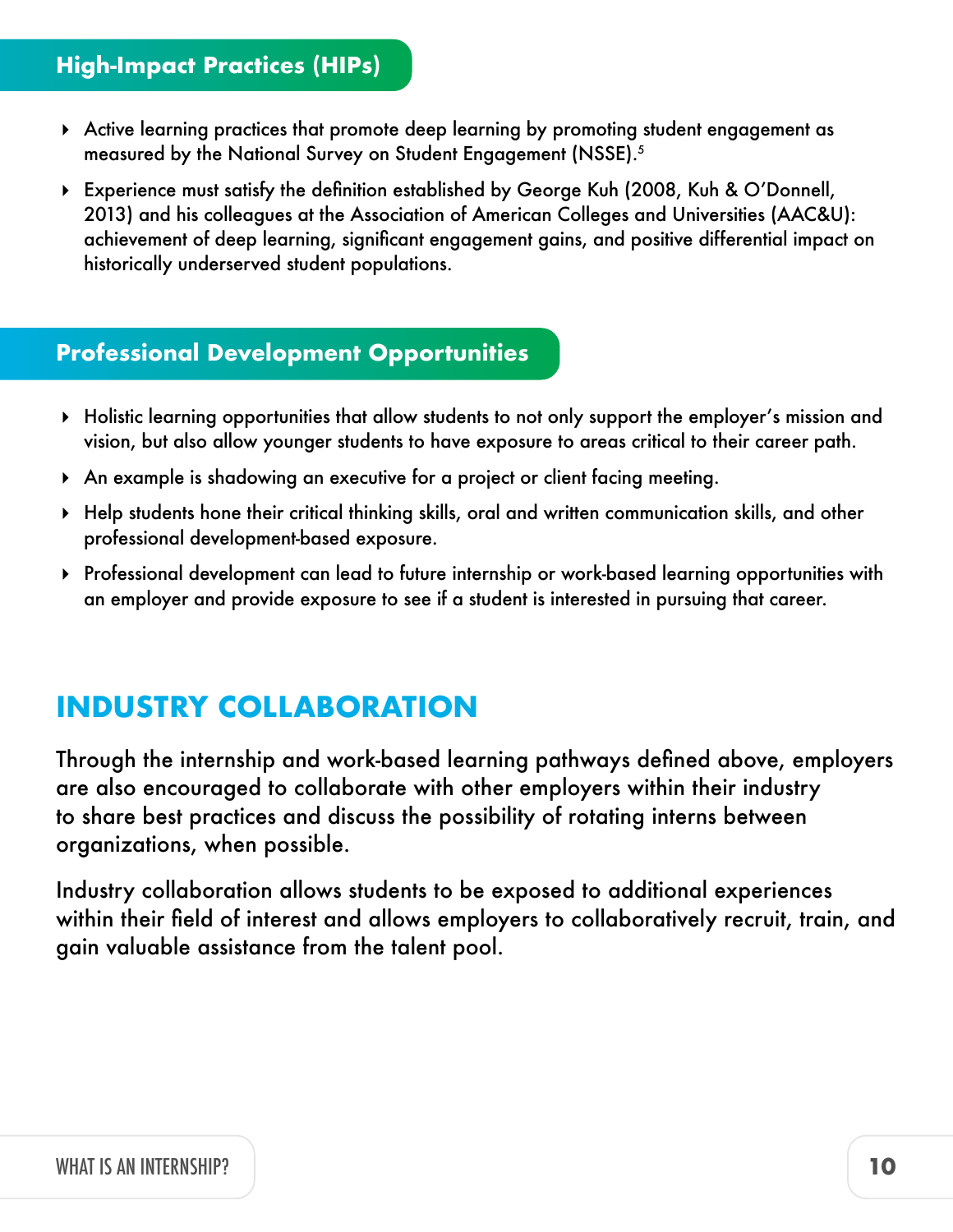### High-Impact Practices (HIPs)

- Active learning practices that promote deep learning by promoting student engagement as measured by the National Survey on Student Engagement (NSSE).[5]
- Experience must satisfy the definition established by George Kuh (2008, Kuh & O'Donnell, 2013) and his colleagues at the Association of American Colleges and Universities (AAC&U): achievement of deep learning, significant engagement gains, and positive differential impact on historically underserved student populations.

### Professional Development Opportunities

- Holistic learning opportunities that allow students to not only support the employer's mission and vision, but also allow younger students to have exposure to areas critical to their career path.
- An example is shadowing an executive for a project or client facing meeting.
- Help students hone their critical thinking skills, oral and written communication skills, and other professional development-based exposure.
- Professional development can lead to future internship or work-based learning opportunities with an employer and provide exposure to see if a student is interested in pursuing that career.

## INDUSTRY COLLABORATION

Through the internship and work-based learning pathways defined above, employers are also encouraged to collaborate with other employers within their industry to share best practices and discuss the possibility of rotating interns between organizations, when possible.

Industry collaboration allows students to be exposed to additional experiences within their field of interest and allows employers to collaboratively recruit, train, and gain valuable assistance from the talent pool.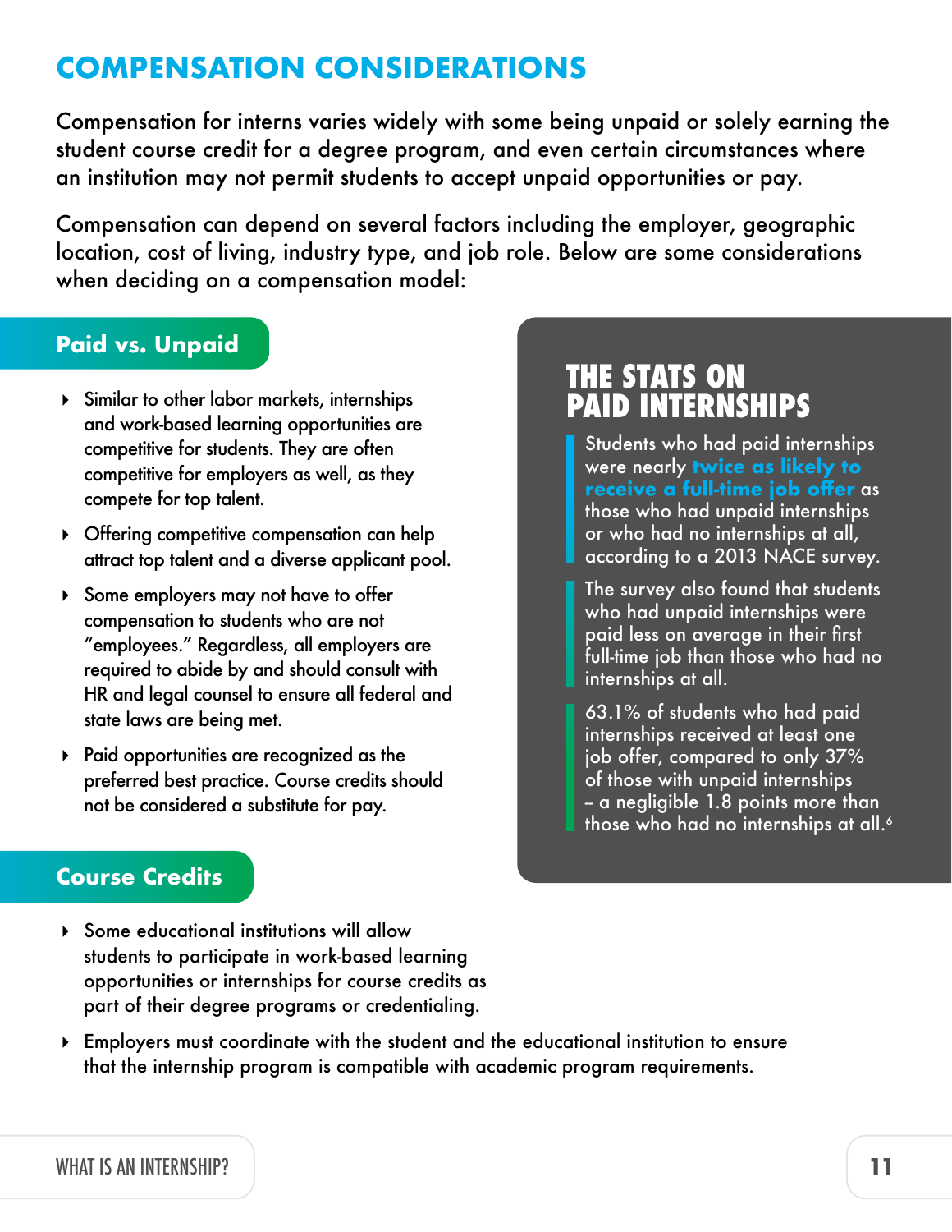# COMPENSATION CONSIDERATIONS

Compensation for interns varies widely with some being unpaid or solely earning the student course credit for a degree program, and even certain circumstances where an institution may not permit students to accept unpaid opportunities or pay.

Compensation can depend on several factors including the employer, geographic location, cost of living, industry type, and job role. Below are some considerations when deciding on a compensation model:

## Paid vs. Unpaid

- Similar to other labor markets, internships and work-based learning opportunities are competitive for students. They are often competitive for employers as well, as they compete for top talent.
- Offering competitive compensation can help attract top talent and a diverse applicant pool.
- Some employers may not have to offer compensation to students who are not "employees." Regardless, all employers are required to abide by and should consult with HR and legal counsel to ensure all federal and state laws are being met.
- Paid opportunities are recognized as the preferred best practice. Course credits should not be considered a substitute for pay.

## Course Credits

- Some educational institutions will allow students to participate in work-based learning opportunities or internships for course credits as part of their degree programs or credentialing.
- Employers must coordinate with the student and the educational institution to ensure that the internship program is compatible with academic program requirements.

## THE STATS ON PAID INTERNSHIPS

Students who had paid internships were nearly **twice as likely to receive a full-time job offer** as those who had unpaid internships or who had no internships at all, according to a 2013 NACE survey.

The survey also found that students who had unpaid internships were paid less on average in their first full-time job than those who had no internships at all.

63.1% of students who had paid internships received at least one job offer, compared to only 37% of those with unpaid internships – a negligible 1.8 points more than those who had no internships at all.[6]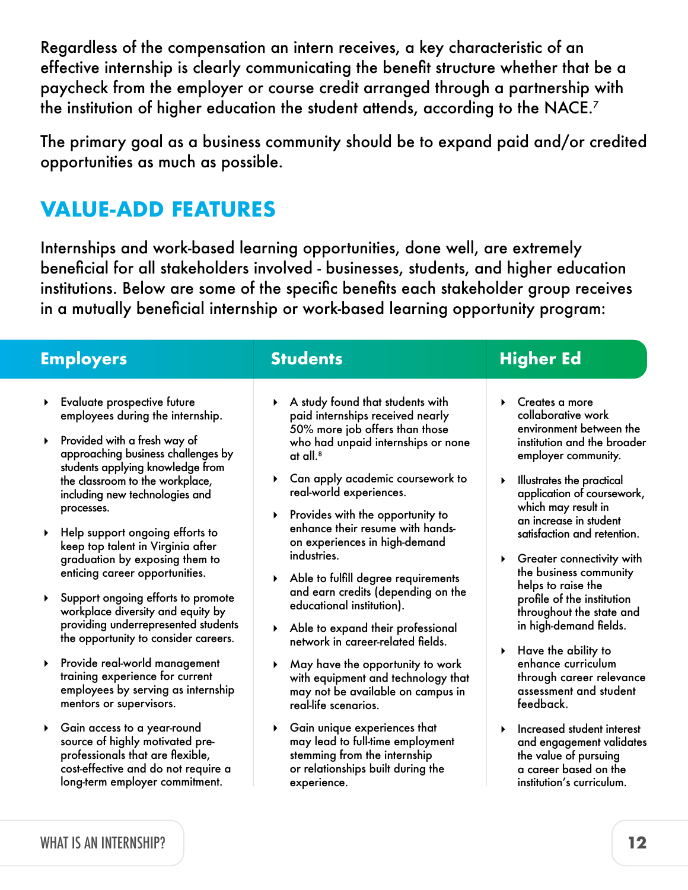Regardless of the compensation an intern receives, a key characteristic of an effective internship is clearly communicating the benefit structure whether that be a paycheck from the employer or course credit arranged through a partnership with the institution of higher education the student attends, according to the NACE.[7]

The primary goal as a business community should be to expand paid and/or credited opportunities as much as possible.

## VALUE-ADD FEATURES

Internships and work-based learning opportunities, done well, are extremely beneficial for all stakeholders involved - businesses, students, and higher education institutions. Below are some of the specific benefits each stakeholder group receives in a mutually beneficial internship or work-based learning opportunity program:

### Employers

- Evaluate prospective future employees during the internship.
- Provided with a fresh way of approaching business challenges by students applying knowledge from the classroom to the workplace, including new technologies and processes.
- Help support ongoing efforts to keep top talent in Virginia after graduation by exposing them to enticing career opportunities.
- Support ongoing efforts to promote workplace diversity and equity by providing underrepresented students the opportunity to consider careers.
- Provide real-world management training experience for current employees by serving as internship mentors or supervisors.
- Gain access to a year-round source of highly motivated pre-professionals that are flexible, cost-effective and do not require a long-term employer commitment.

### Students

- A study found that students with paid internships received nearly 50% more job offers than those who had unpaid internships or none at all.[8]
- Can apply academic coursework to real-world experiences.
- Provides with the opportunity to enhance their resume with hands-on experiences in high-demand industries.
- Able to fulfill degree requirements and earn credits (depending on the educational institution).
- Able to expand their professional network in career-related fields.
- May have the opportunity to work with equipment and technology that may not be available on campus in real-life scenarios.
- Gain unique experiences that may lead to full-time employment stemming from the internship or relationships built during the experience.

### Higher Ed

- Creates a more collaborative work environment between the institution and the broader employer community.
- Illustrates the practical application of coursework, which may result in an increase in student satisfaction and retention.
- Greater connectivity with the business community helps to raise the profile of the institution throughout the state and in high-demand fields.
- Have the ability to enhance curriculum through career relevance assessment and student feedback.
- Increased student interest and engagement validates the value of pursuing a career based on the institution's curriculum.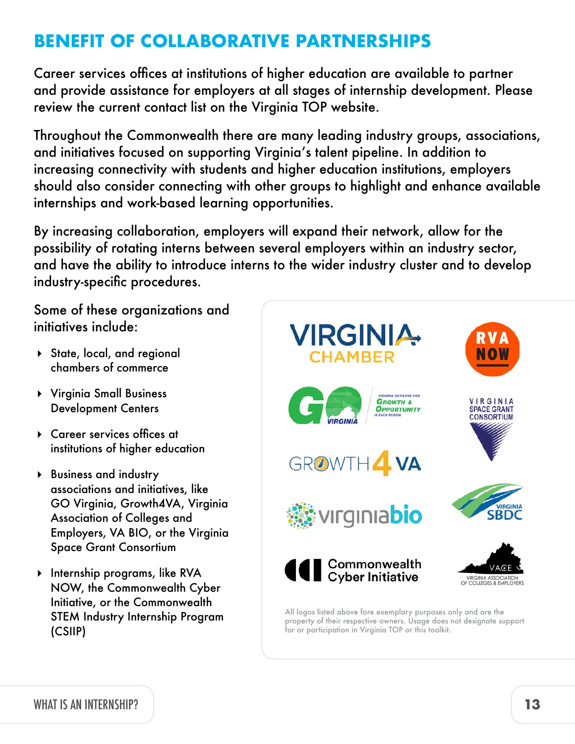## BENEFIT OF COLLABORATIVE PARTNERSHIPS

Career services offices at institutions of higher education are available to partner and provide assistance for employers at all stages of internship development. Please review the current contact list on the Virginia TOP website.

Throughout the Commonwealth there are many leading industry groups, associations, and initiatives focused on supporting Virginia's talent pipeline. In addition to increasing connectivity with students and higher education institutions, employers should also consider connecting with other groups to highlight and enhance available internships and work-based learning opportunities.

By increasing collaboration, employers will expand their network, allow for the possibility of rotating interns between several employers within an industry sector, and have the ability to introduce interns to the wider industry cluster and to develop industry-specific procedures.

Some of these organizations and initiatives include:

- State, local, and regional chambers of commerce
- Virginia Small Business Development Centers
- Career services offices at institutions of higher education
- Business and industry associations and initiatives, like GO Virginia, Growth4VA, Virginia Association of Colleges and Employers, VA BIO, or the Virginia Space Grant Consortium
- Internship programs, like RVA NOW, the Commonwealth Cyber Initiative, or the Commonwealth STEM Industry Internship Program (CSIIP)

All logos listed above fore exemplary purposes only and are the property of their respective owners. Usage does not designate support for or participation in Virginia TOP or this toolkit.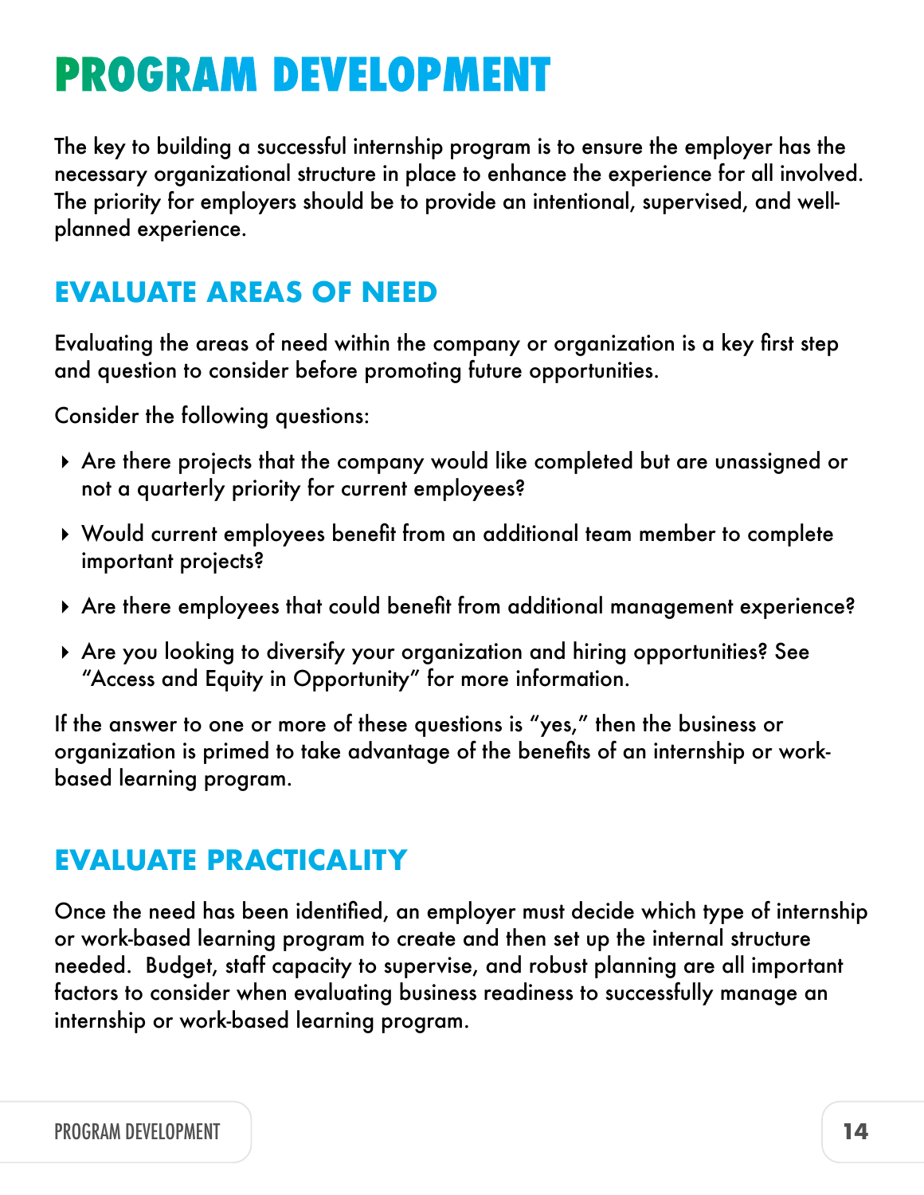# PROGRAM DEVELOPMENT

The key to building a successful internship program is to ensure the employer has the necessary organizational structure in place to enhance the experience for all involved. The priority for employers should be to provide an intentional, supervised, and well-planned experience.

## EVALUATE AREAS OF NEED

Evaluating the areas of need within the company or organization is a key first step and question to consider before promoting future opportunities.

Consider the following questions:

- Are there projects that the company would like completed but are unassigned or not a quarterly priority for current employees?
- Would current employees benefit from an additional team member to complete important projects?
- Are there employees that could benefit from additional management experience?
- Are you looking to diversify your organization and hiring opportunities? See "Access and Equity in Opportunity" for more information.

If the answer to one or more of these questions is "yes," then the business or organization is primed to take advantage of the benefits of an internship or work-based learning program.

## EVALUATE PRACTICALITY

Once the need has been identified, an employer must decide which type of internship or work-based learning program to create and then set up the internal structure needed. Budget, staff capacity to supervise, and robust planning are all important factors to consider when evaluating business readiness to successfully manage an internship or work-based learning program.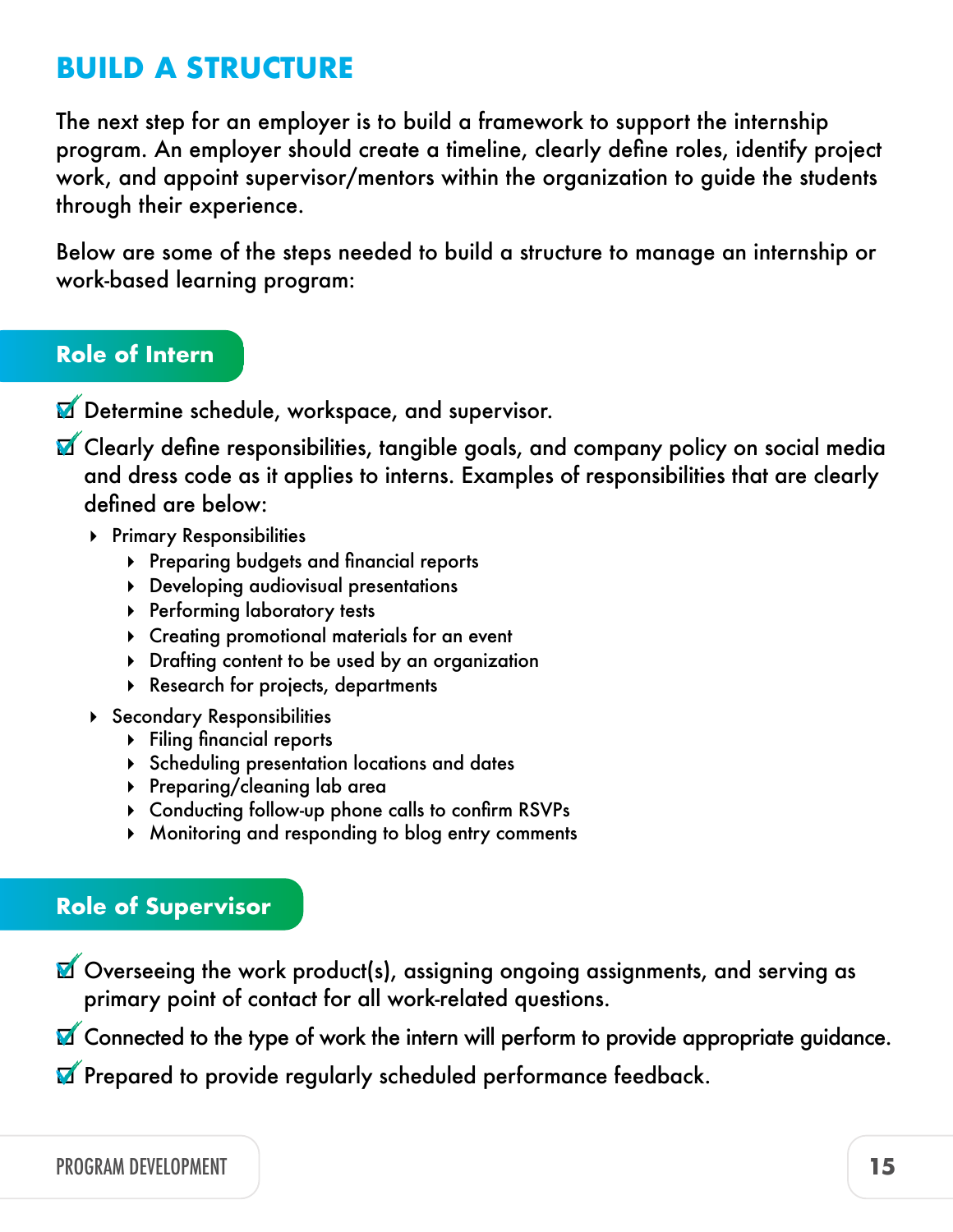# BUILD A STRUCTURE

The next step for an employer is to build a framework to support the internship program. An employer should create a timeline, clearly define roles, identify project work, and appoint supervisor/mentors within the organization to guide the students through their experience.

Below are some of the steps needed to build a structure to manage an internship or work-based learning program:

## Role of Intern

- ☑ Determine schedule, workspace, and supervisor.
- ☑ Clearly define responsibilities, tangible goals, and company policy on social media and dress code as it applies to interns. Examples of responsibilities that are clearly defined are below:
  - Primary Responsibilities
    - Preparing budgets and financial reports
    - Developing audiovisual presentations
    - Performing laboratory tests
    - Creating promotional materials for an event
    - Drafting content to be used by an organization
    - Research for projects, departments
  - Secondary Responsibilities
    - Filing financial reports
    - Scheduling presentation locations and dates
    - Preparing/cleaning lab area
    - Conducting follow-up phone calls to confirm RSVPs
    - Monitoring and responding to blog entry comments

## Role of Supervisor

- ☑ Overseeing the work product(s), assigning ongoing assignments, and serving as primary point of contact for all work-related questions.
- ☑ Connected to the type of work the intern will perform to provide appropriate guidance.
- ☑ Prepared to provide regularly scheduled performance feedback.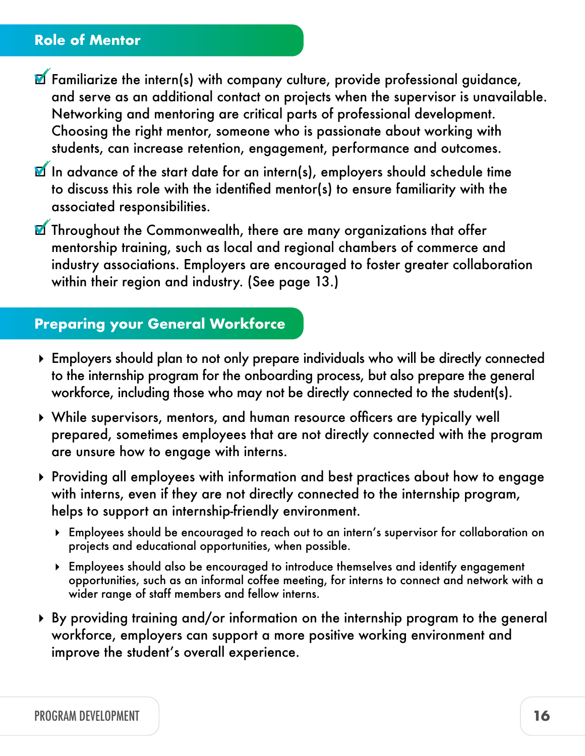## Role of Mentor

- Familiarize the intern(s) with company culture, provide professional guidance, and serve as an additional contact on projects when the supervisor is unavailable. Networking and mentoring are critical parts of professional development. Choosing the right mentor, someone who is passionate about working with students, can increase retention, engagement, performance and outcomes.
- In advance of the start date for an intern(s), employers should schedule time to discuss this role with the identified mentor(s) to ensure familiarity with the associated responsibilities.
- Throughout the Commonwealth, there are many organizations that offer mentorship training, such as local and regional chambers of commerce and industry associations. Employers are encouraged to foster greater collaboration within their region and industry. (See page 13.)

## Preparing your General Workforce

- Employers should plan to not only prepare individuals who will be directly connected to the internship program for the onboarding process, but also prepare the general workforce, including those who may not be directly connected to the student(s).
- While supervisors, mentors, and human resource officers are typically well prepared, sometimes employees that are not directly connected with the program are unsure how to engage with interns.
- Providing all employees with information and best practices about how to engage with interns, even if they are not directly connected to the internship program, helps to support an internship-friendly environment.
  - Employees should be encouraged to reach out to an intern's supervisor for collaboration on projects and educational opportunities, when possible.
  - Employees should also be encouraged to introduce themselves and identify engagement opportunities, such as an informal coffee meeting, for interns to connect and network with a wider range of staff members and fellow interns.
- By providing training and/or information on the internship program to the general workforce, employers can support a more positive working environment and improve the student's overall experience.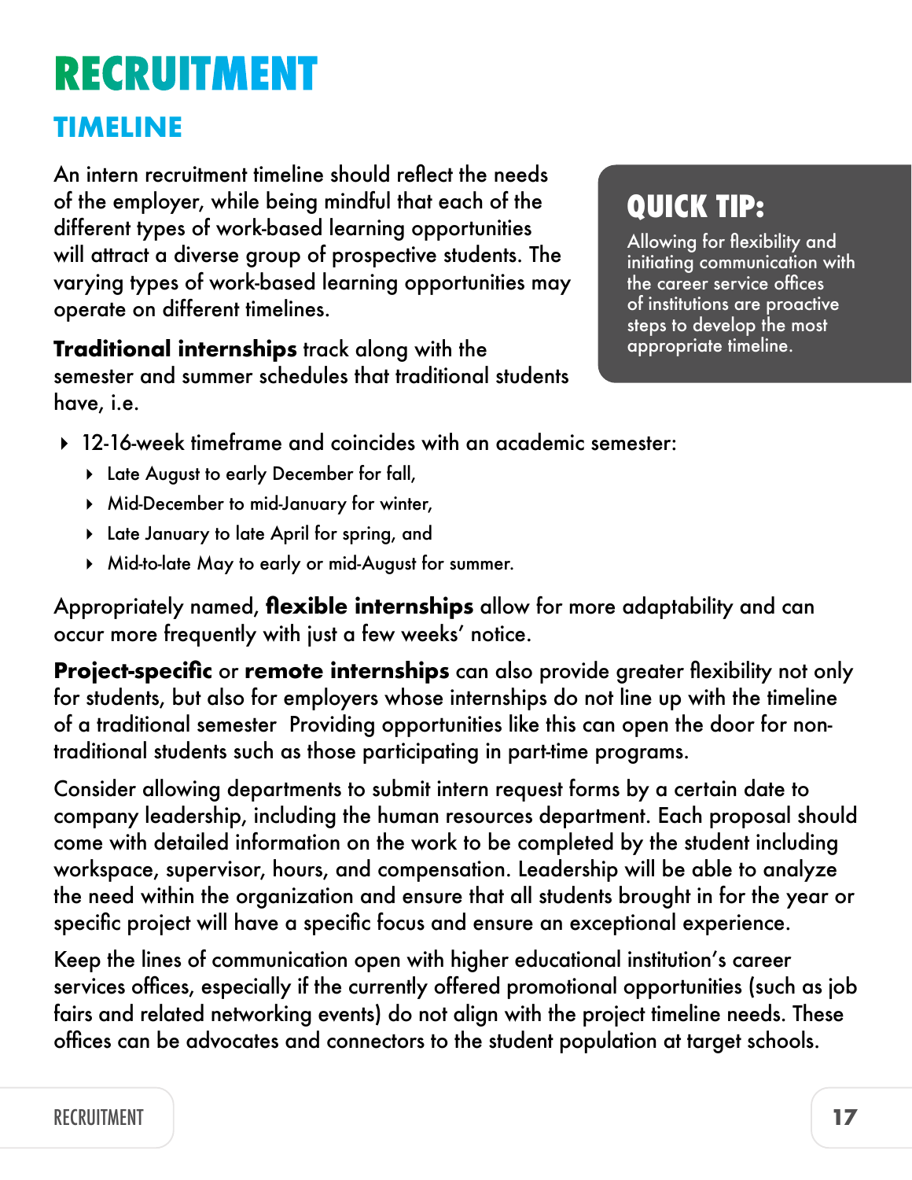# RECRUITMENT

## TIMELINE

An intern recruitment timeline should reflect the needs of the employer, while being mindful that each of the different types of work-based learning opportunities will attract a diverse group of prospective students. The varying types of work-based learning opportunities may operate on different timelines.

> **QUICK TIP:**
>
> Allowing for flexibility and initiating communication with the career service offices of institutions are proactive steps to develop the most appropriate timeline.

**Traditional internships** track along with the semester and summer schedules that traditional students have, i.e.

- 12-16-week timeframe and coincides with an academic semester:
  - Late August to early December for fall,
  - Mid-December to mid-January for winter,
  - Late January to late April for spring, and
  - Mid-to-late May to early or mid-August for summer.

Appropriately named, **flexible internships** allow for more adaptability and can occur more frequently with just a few weeks' notice.

**Project-specific** or **remote internships** can also provide greater flexibility not only for students, but also for employers whose internships do not line up with the timeline of a traditional semester  Providing opportunities like this can open the door for non-traditional students such as those participating in part-time programs.

Consider allowing departments to submit intern request forms by a certain date to company leadership, including the human resources department. Each proposal should come with detailed information on the work to be completed by the student including workspace, supervisor, hours, and compensation. Leadership will be able to analyze the need within the organization and ensure that all students brought in for the year or specific project will have a specific focus and ensure an exceptional experience.

Keep the lines of communication open with higher educational institution's career services offices, especially if the currently offered promotional opportunities (such as job fairs and related networking events) do not align with the project timeline needs. These offices can be advocates and connectors to the student population at target schools.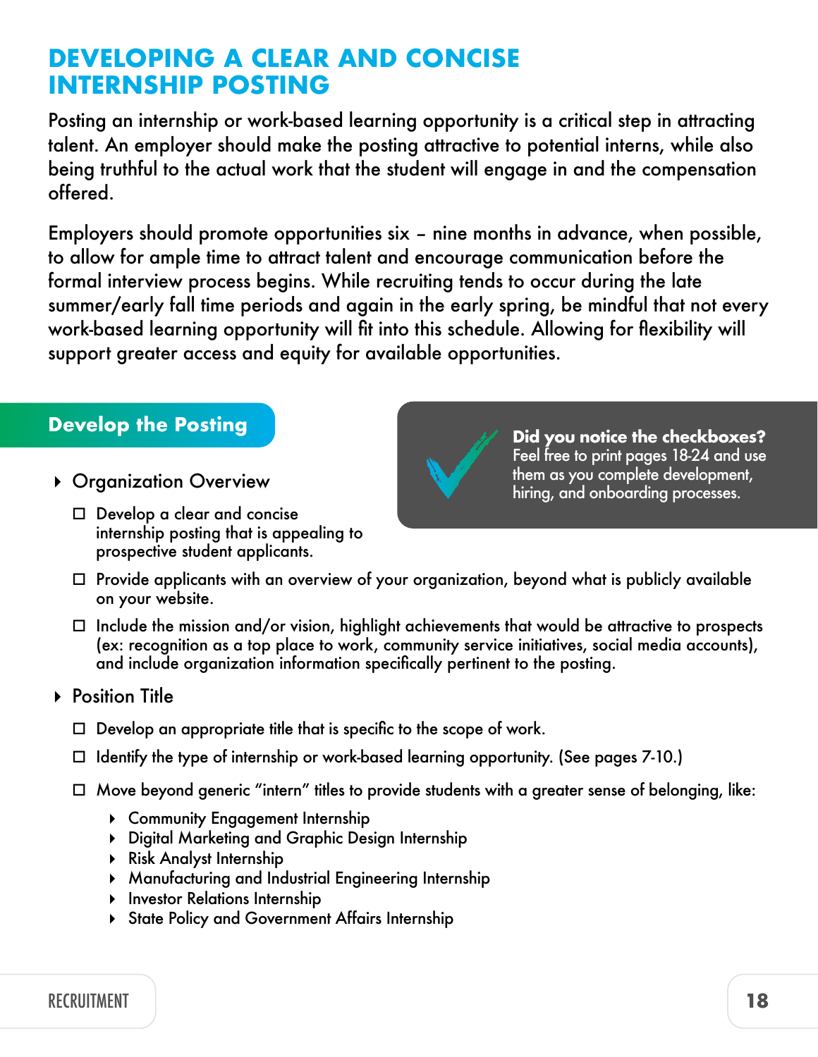# DEVELOPING A CLEAR AND CONCISE INTERNSHIP POSTING

Posting an internship or work-based learning opportunity is a critical step in attracting talent. An employer should make the posting attractive to potential interns, while also being truthful to the actual work that the student will engage in and the compensation offered.

Employers should promote opportunities six – nine months in advance, when possible, to allow for ample time to attract talent and encourage communication before the formal interview process begins. While recruiting tends to occur during the late summer/early fall time periods and again in the early spring, be mindful that not every work-based learning opportunity will fit into this schedule. Allowing for flexibility will support greater access and equity for available opportunities.

## Develop the Posting

**Did you notice the checkboxes?** Feel free to print pages 18-24 and use them as you complete development, hiring, and onboarding processes.

- Organization Overview
  - ☐ Develop a clear and concise internship posting that is appealing to prospective student applicants.
  - ☐ Provide applicants with an overview of your organization, beyond what is publicly available on your website.
  - ☐ Include the mission and/or vision, highlight achievements that would be attractive to prospects (ex: recognition as a top place to work, community service initiatives, social media accounts), and include organization information specifically pertinent to the posting.
- Position Title
  - ☐ Develop an appropriate title that is specific to the scope of work.
  - ☐ Identify the type of internship or work-based learning opportunity. (See pages 7-10.)
  - ☐ Move beyond generic "intern" titles to provide students with a greater sense of belonging, like:
    - Community Engagement Internship
    - Digital Marketing and Graphic Design Internship
    - Risk Analyst Internship
    - Manufacturing and Industrial Engineering Internship
    - Investor Relations Internship
    - State Policy and Government Affairs Internship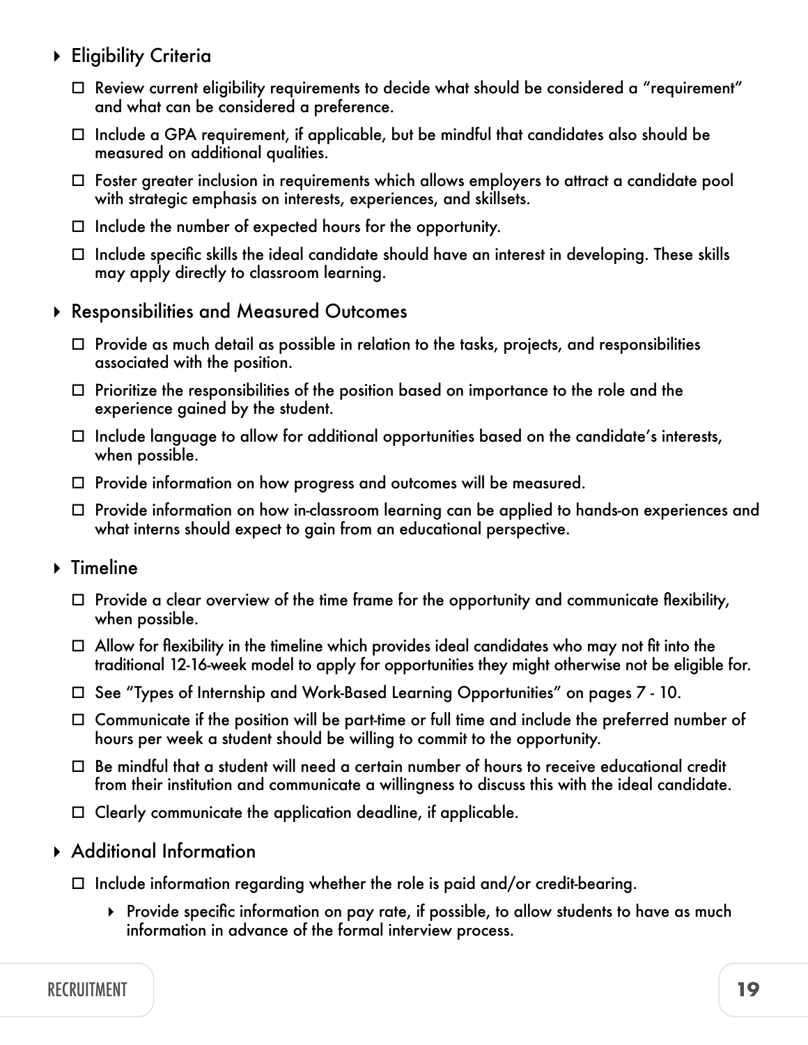- Eligibility Criteria
  - ☐ Review current eligibility requirements to decide what should be considered a "requirement" and what can be considered a preference.
  - ☐ Include a GPA requirement, if applicable, but be mindful that candidates also should be measured on additional qualities.
  - ☐ Foster greater inclusion in requirements which allows employers to attract a candidate pool with strategic emphasis on interests, experiences, and skillsets.
  - ☐ Include the number of expected hours for the opportunity.
  - ☐ Include specific skills the ideal candidate should have an interest in developing. These skills may apply directly to classroom learning.
- Responsibilities and Measured Outcomes
  - ☐ Provide as much detail as possible in relation to the tasks, projects, and responsibilities associated with the position.
  - ☐ Prioritize the responsibilities of the position based on importance to the role and the experience gained by the student.
  - ☐ Include language to allow for additional opportunities based on the candidate's interests, when possible.
  - ☐ Provide information on how progress and outcomes will be measured.
  - ☐ Provide information on how in-classroom learning can be applied to hands-on experiences and what interns should expect to gain from an educational perspective.
- Timeline
  - ☐ Provide a clear overview of the time frame for the opportunity and communicate flexibility, when possible.
  - ☐ Allow for flexibility in the timeline which provides ideal candidates who may not fit into the traditional 12-16-week model to apply for opportunities they might otherwise not be eligible for.
  - ☐ See "Types of Internship and Work-Based Learning Opportunities" on pages 7 - 10.
  - ☐ Communicate if the position will be part-time or full time and include the preferred number of hours per week a student should be willing to commit to the opportunity.
  - ☐ Be mindful that a student will need a certain number of hours to receive educational credit from their institution and communicate a willingness to discuss this with the ideal candidate.
  - ☐ Clearly communicate the application deadline, if applicable.
- Additional Information
  - ☐ Include information regarding whether the role is paid and/or credit-bearing.
    - Provide specific information on pay rate, if possible, to allow students to have as much information in advance of the formal interview process.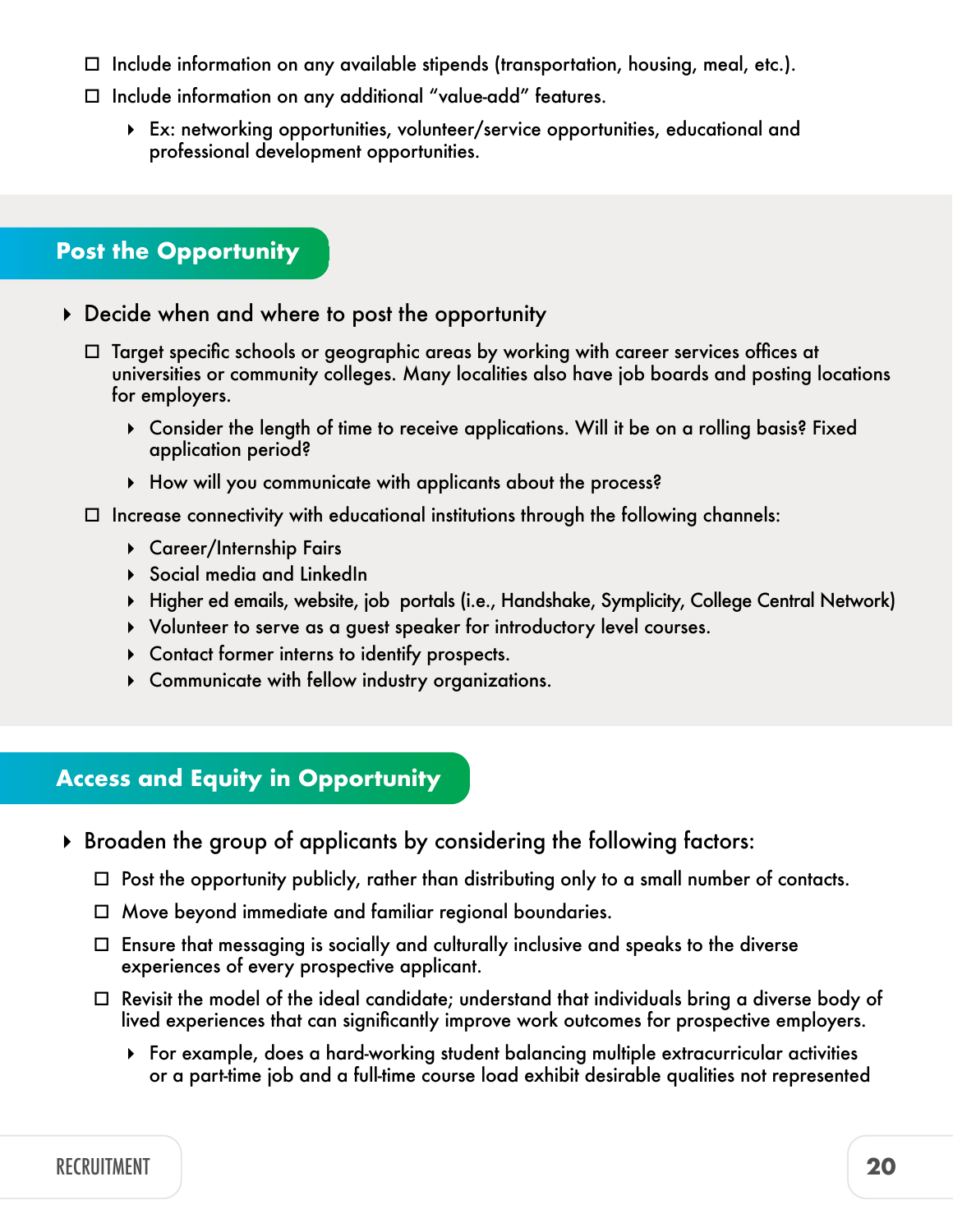- ☐ Include information on any available stipends (transportation, housing, meal, etc.).
- ☐ Include information on any additional "value-add" features.
  - Ex: networking opportunities, volunteer/service opportunities, educational and professional development opportunities.

## Post the Opportunity

- Decide when and where to post the opportunity
  - ☐ Target specific schools or geographic areas by working with career services offices at universities or community colleges. Many localities also have job boards and posting locations for employers.
    - Consider the length of time to receive applications. Will it be on a rolling basis? Fixed application period?
    - How will you communicate with applicants about the process?
  - ☐ Increase connectivity with educational institutions through the following channels:
    - Career/Internship Fairs
    - Social media and LinkedIn
    - Higher ed emails, website, job portals (i.e., Handshake, Symplicity, College Central Network)
    - Volunteer to serve as a guest speaker for introductory level courses.
    - Contact former interns to identify prospects.
    - Communicate with fellow industry organizations.

## Access and Equity in Opportunity

- Broaden the group of applicants by considering the following factors:
  - ☐ Post the opportunity publicly, rather than distributing only to a small number of contacts.
  - ☐ Move beyond immediate and familiar regional boundaries.
  - ☐ Ensure that messaging is socially and culturally inclusive and speaks to the diverse experiences of every prospective applicant.
  - ☐ Revisit the model of the ideal candidate; understand that individuals bring a diverse body of lived experiences that can significantly improve work outcomes for prospective employers.
    - For example, does a hard-working student balancing multiple extracurricular activities or a part-time job and a full-time course load exhibit desirable qualities not represented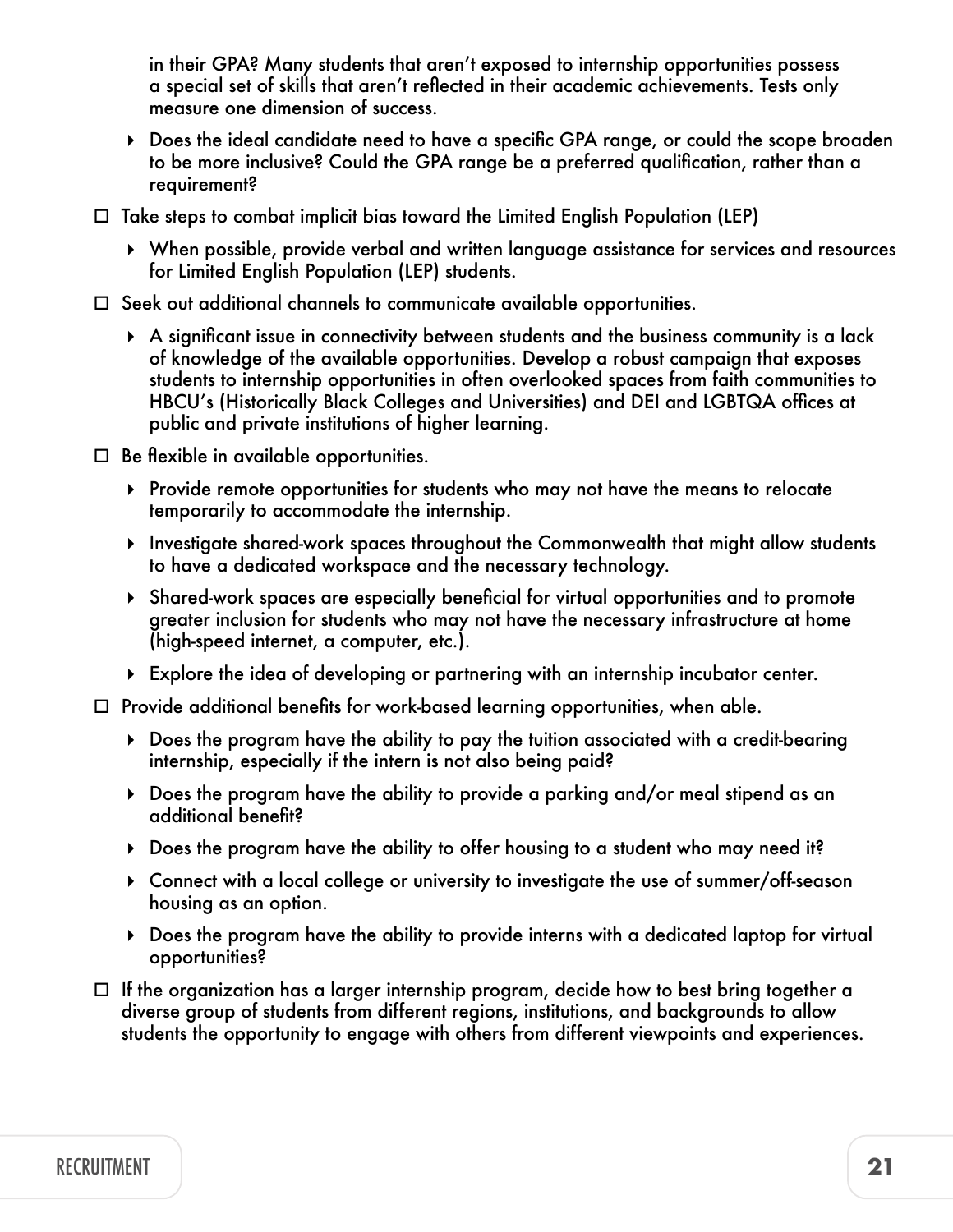in their GPA? Many students that aren't exposed to internship opportunities possess a special set of skills that aren't reflected in their academic achievements. Tests only measure one dimension of success.

- Does the ideal candidate need to have a specific GPA range, or could the scope broaden to be more inclusive? Could the GPA range be a preferred qualification, rather than a requirement?

- [ ] Take steps to combat implicit bias toward the Limited English Population (LEP)
  - When possible, provide verbal and written language assistance for services and resources for Limited English Population (LEP) students.
- [ ] Seek out additional channels to communicate available opportunities.
  - A significant issue in connectivity between students and the business community is a lack of knowledge of the available opportunities. Develop a robust campaign that exposes students to internship opportunities in often overlooked spaces from faith communities to HBCU's (Historically Black Colleges and Universities) and DEI and LGBTQA offices at public and private institutions of higher learning.
- [ ] Be flexible in available opportunities.
  - Provide remote opportunities for students who may not have the means to relocate temporarily to accommodate the internship.
  - Investigate shared-work spaces throughout the Commonwealth that might allow students to have a dedicated workspace and the necessary technology.
  - Shared-work spaces are especially beneficial for virtual opportunities and to promote greater inclusion for students who may not have the necessary infrastructure at home (high-speed internet, a computer, etc.).
  - Explore the idea of developing or partnering with an internship incubator center.
- [ ] Provide additional benefits for work-based learning opportunities, when able.
  - Does the program have the ability to pay the tuition associated with a credit-bearing internship, especially if the intern is not also being paid?
  - Does the program have the ability to provide a parking and/or meal stipend as an additional benefit?
  - Does the program have the ability to offer housing to a student who may need it?
  - Connect with a local college or university to investigate the use of summer/off-season housing as an option.
  - Does the program have the ability to provide interns with a dedicated laptop for virtual opportunities?
- [ ] If the organization has a larger internship program, decide how to best bring together a diverse group of students from different regions, institutions, and backgrounds to allow students the opportunity to engage with others from different viewpoints and experiences.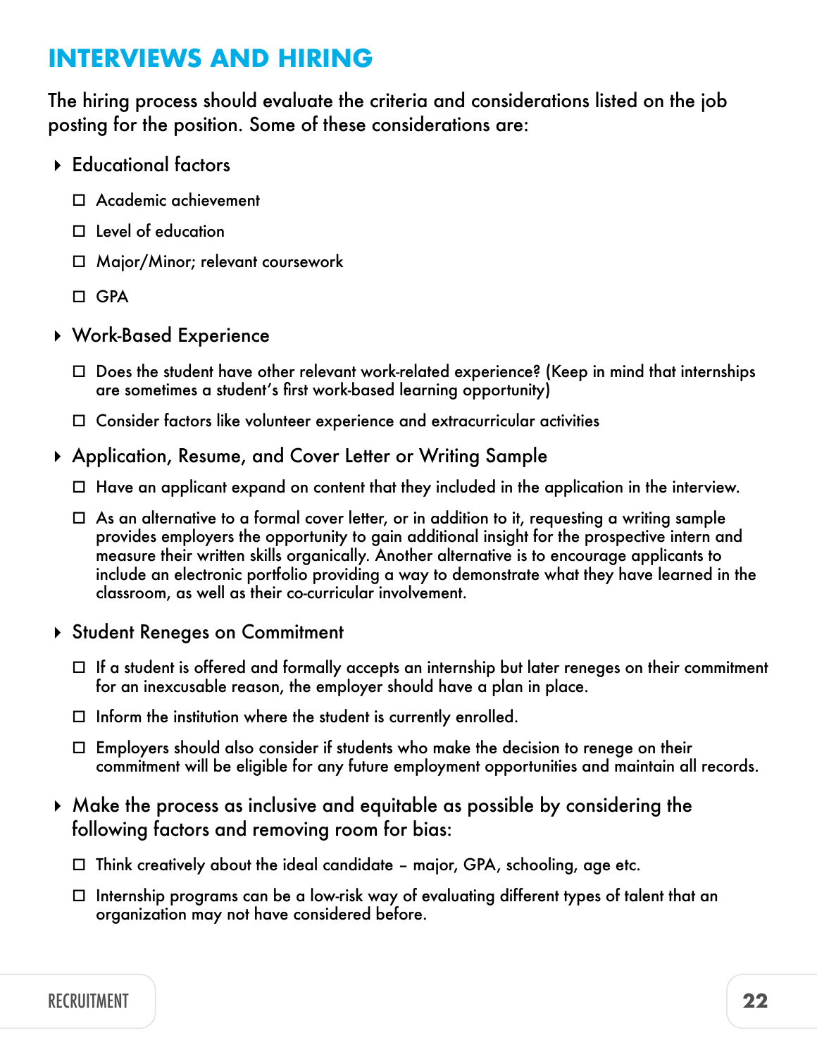## INTERVIEWS AND HIRING

The hiring process should evaluate the criteria and considerations listed on the job posting for the position. Some of these considerations are:

- Educational factors
  - Academic achievement
  - Level of education
  - Major/Minor; relevant coursework
  - GPA
- Work-Based Experience
  - Does the student have other relevant work-related experience? (Keep in mind that internships are sometimes a student's first work-based learning opportunity)
  - Consider factors like volunteer experience and extracurricular activities
- Application, Resume, and Cover Letter or Writing Sample
  - Have an applicant expand on content that they included in the application in the interview.
  - As an alternative to a formal cover letter, or in addition to it, requesting a writing sample provides employers the opportunity to gain additional insight for the prospective intern and measure their written skills organically. Another alternative is to encourage applicants to include an electronic portfolio providing a way to demonstrate what they have learned in the classroom, as well as their co-curricular involvement.
- Student Reneges on Commitment
  - If a student is offered and formally accepts an internship but later reneges on their commitment for an inexcusable reason, the employer should have a plan in place.
  - Inform the institution where the student is currently enrolled.
  - Employers should also consider if students who make the decision to renege on their commitment will be eligible for any future employment opportunities and maintain all records.
- Make the process as inclusive and equitable as possible by considering the following factors and removing room for bias:
  - Think creatively about the ideal candidate – major, GPA, schooling, age etc.
  - Internship programs can be a low-risk way of evaluating different types of talent that an organization may not have considered before.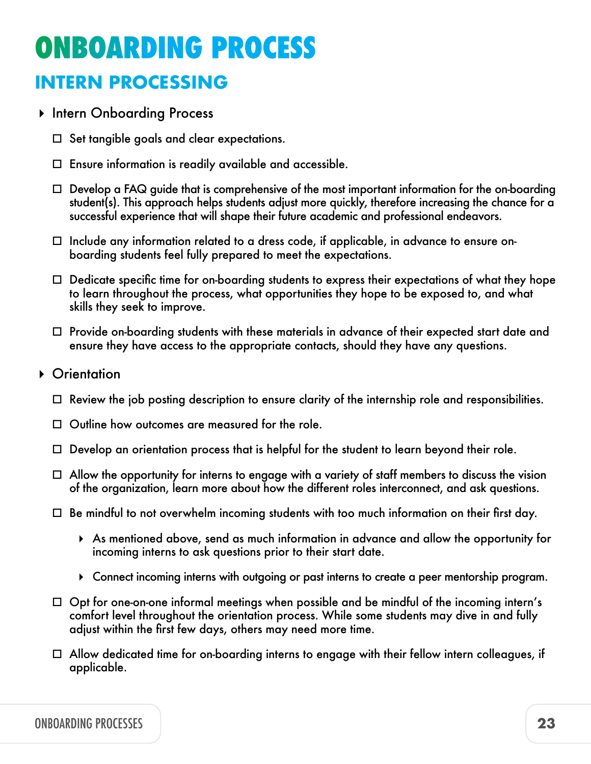# ONBOARDING PROCESS

## INTERN PROCESSING

- Intern Onboarding Process
  - ☐ Set tangible goals and clear expectations.
  - ☐ Ensure information is readily available and accessible.
  - ☐ Develop a FAQ guide that is comprehensive of the most important information for the on-boarding student(s). This approach helps students adjust more quickly, therefore increasing the chance for a successful experience that will shape their future academic and professional endeavors.
  - ☐ Include any information related to a dress code, if applicable, in advance to ensure on-boarding students feel fully prepared to meet the expectations.
  - ☐ Dedicate specific time for on-boarding students to express their expectations of what they hope to learn throughout the process, what opportunities they hope to be exposed to, and what skills they seek to improve.
  - ☐ Provide on-boarding students with these materials in advance of their expected start date and ensure they have access to the appropriate contacts, should they have any questions.
- Orientation
  - ☐ Review the job posting description to ensure clarity of the internship role and responsibilities.
  - ☐ Outline how outcomes are measured for the role.
  - ☐ Develop an orientation process that is helpful for the student to learn beyond their role.
  - ☐ Allow the opportunity for interns to engage with a variety of staff members to discuss the vision of the organization, learn more about how the different roles interconnect, and ask questions.
  - ☐ Be mindful to not overwhelm incoming students with too much information on their first day.
    - As mentioned above, send as much information in advance and allow the opportunity for incoming interns to ask questions prior to their start date.
    - Connect incoming interns with outgoing or past interns to create a peer mentorship program.
  - ☐ Opt for one-on-one informal meetings when possible and be mindful of the incoming intern's comfort level throughout the orientation process. While some students may dive in and fully adjust within the first few days, others may need more time.
  - ☐ Allow dedicated time for on-boarding interns to engage with their fellow intern colleagues, if applicable.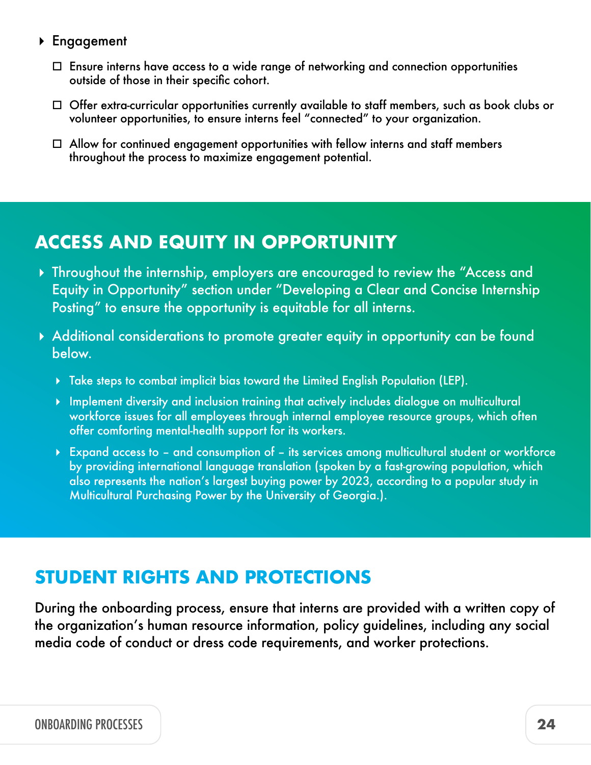- Engagement
  - [ ] Ensure interns have access to a wide range of networking and connection opportunities outside of those in their specific cohort.
  - [ ] Offer extra-curricular opportunities currently available to staff members, such as book clubs or volunteer opportunities, to ensure interns feel "connected" to your organization.
  - [ ] Allow for continued engagement opportunities with fellow interns and staff members throughout the process to maximize engagement potential.

## ACCESS AND EQUITY IN OPPORTUNITY

- Throughout the internship, employers are encouraged to review the "Access and Equity in Opportunity" section under "Developing a Clear and Concise Internship Posting" to ensure the opportunity is equitable for all interns.
- Additional considerations to promote greater equity in opportunity can be found below.
  - Take steps to combat implicit bias toward the Limited English Population (LEP).
  - Implement diversity and inclusion training that actively includes dialogue on multicultural workforce issues for all employees through internal employee resource groups, which often offer comforting mental-health support for its workers.
  - Expand access to – and consumption of – its services among multicultural student or workforce by providing international language translation (spoken by a fast-growing population, which also represents the nation's largest buying power by 2023, according to a popular study in Multicultural Purchasing Power by the University of Georgia.).

## STUDENT RIGHTS AND PROTECTIONS

During the onboarding process, ensure that interns are provided with a written copy of the organization's human resource information, policy guidelines, including any social media code of conduct or dress code requirements, and worker protections.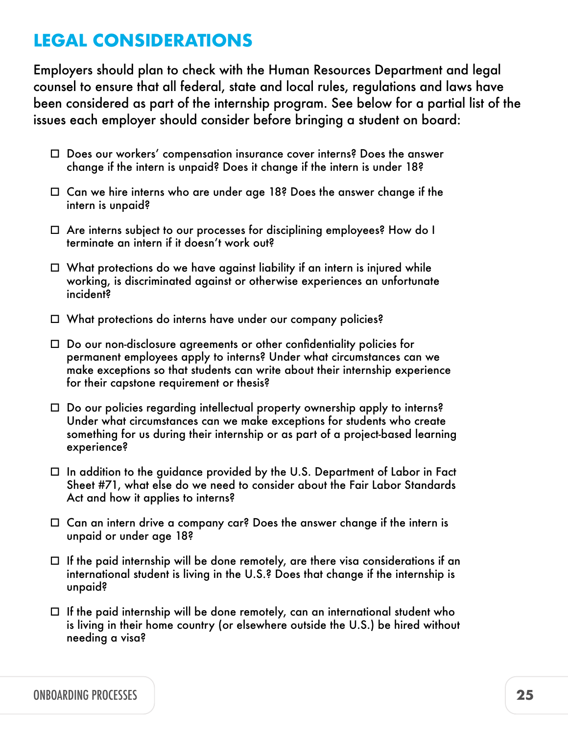# LEGAL CONSIDERATIONS

Employers should plan to check with the Human Resources Department and legal counsel to ensure that all federal, state and local rules, regulations and laws have been considered as part of the internship program. See below for a partial list of the issues each employer should consider before bringing a student on board:

- ☐ Does our workers' compensation insurance cover interns? Does the answer change if the intern is unpaid? Does it change if the intern is under 18?
- ☐ Can we hire interns who are under age 18? Does the answer change if the intern is unpaid?
- ☐ Are interns subject to our processes for disciplining employees? How do I terminate an intern if it doesn't work out?
- ☐ What protections do we have against liability if an intern is injured while working, is discriminated against or otherwise experiences an unfortunate incident?
- ☐ What protections do interns have under our company policies?
- ☐ Do our non-disclosure agreements or other confidentiality policies for permanent employees apply to interns? Under what circumstances can we make exceptions so that students can write about their internship experience for their capstone requirement or thesis?
- ☐ Do our policies regarding intellectual property ownership apply to interns? Under what circumstances can we make exceptions for students who create something for us during their internship or as part of a project-based learning experience?
- ☐ In addition to the guidance provided by the U.S. Department of Labor in Fact Sheet #71, what else do we need to consider about the Fair Labor Standards Act and how it applies to interns?
- ☐ Can an intern drive a company car? Does the answer change if the intern is unpaid or under age 18?
- ☐ If the paid internship will be done remotely, are there visa considerations if an international student is living in the U.S.? Does that change if the internship is unpaid?
- ☐ If the paid internship will be done remotely, can an international student who is living in their home country (or elsewhere outside the U.S.) be hired without needing a visa?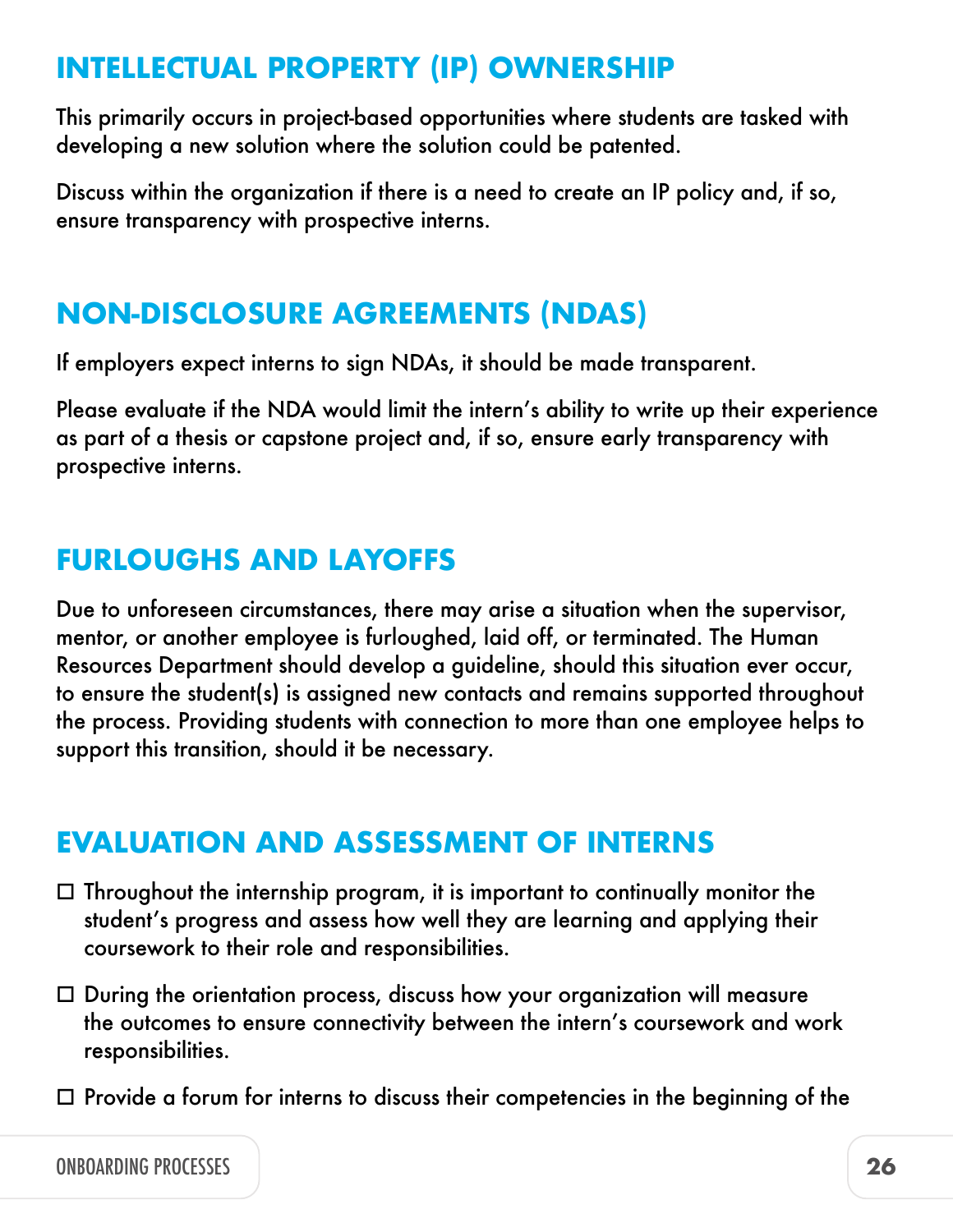## INTELLECTUAL PROPERTY (IP) OWNERSHIP

This primarily occurs in project-based opportunities where students are tasked with developing a new solution where the solution could be patented.

Discuss within the organization if there is a need to create an IP policy and, if so, ensure transparency with prospective interns.

## NON-DISCLOSURE AGREEMENTS (NDAS)

If employers expect interns to sign NDAs, it should be made transparent.

Please evaluate if the NDA would limit the intern's ability to write up their experience as part of a thesis or capstone project and, if so, ensure early transparency with prospective interns.

## FURLOUGHS AND LAYOFFS

Due to unforeseen circumstances, there may arise a situation when the supervisor, mentor, or another employee is furloughed, laid off, or terminated. The Human Resources Department should develop a guideline, should this situation ever occur, to ensure the student(s) is assigned new contacts and remains supported throughout the process. Providing students with connection to more than one employee helps to support this transition, should it be necessary.

## EVALUATION AND ASSESSMENT OF INTERNS

- [ ] Throughout the internship program, it is important to continually monitor the student's progress and assess how well they are learning and applying their coursework to their role and responsibilities.
- [ ] During the orientation process, discuss how your organization will measure the outcomes to ensure connectivity between the intern's coursework and work responsibilities.
- [ ] Provide a forum for interns to discuss their competencies in the beginning of the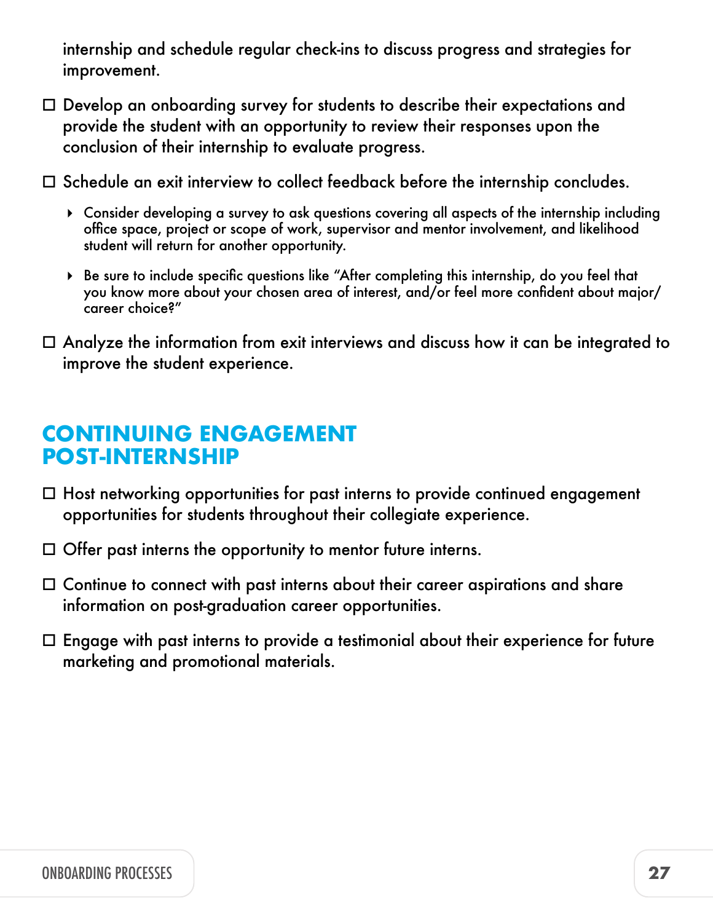internship and schedule regular check-ins to discuss progress and strategies for improvement.

- ☐ Develop an onboarding survey for students to describe their expectations and provide the student with an opportunity to review their responses upon the conclusion of their internship to evaluate progress.
- ☐ Schedule an exit interview to collect feedback before the internship concludes.
  - Consider developing a survey to ask questions covering all aspects of the internship including office space, project or scope of work, supervisor and mentor involvement, and likelihood student will return for another opportunity.
  - Be sure to include specific questions like "After completing this internship, do you feel that you know more about your chosen area of interest, and/or feel more confident about major/career choice?"
- ☐ Analyze the information from exit interviews and discuss how it can be integrated to improve the student experience.

## CONTINUING ENGAGEMENT POST-INTERNSHIP

- ☐ Host networking opportunities for past interns to provide continued engagement opportunities for students throughout their collegiate experience.
- ☐ Offer past interns the opportunity to mentor future interns.
- ☐ Continue to connect with past interns about their career aspirations and share information on post-graduation career opportunities.
- ☐ Engage with past interns to provide a testimonial about their experience for future marketing and promotional materials.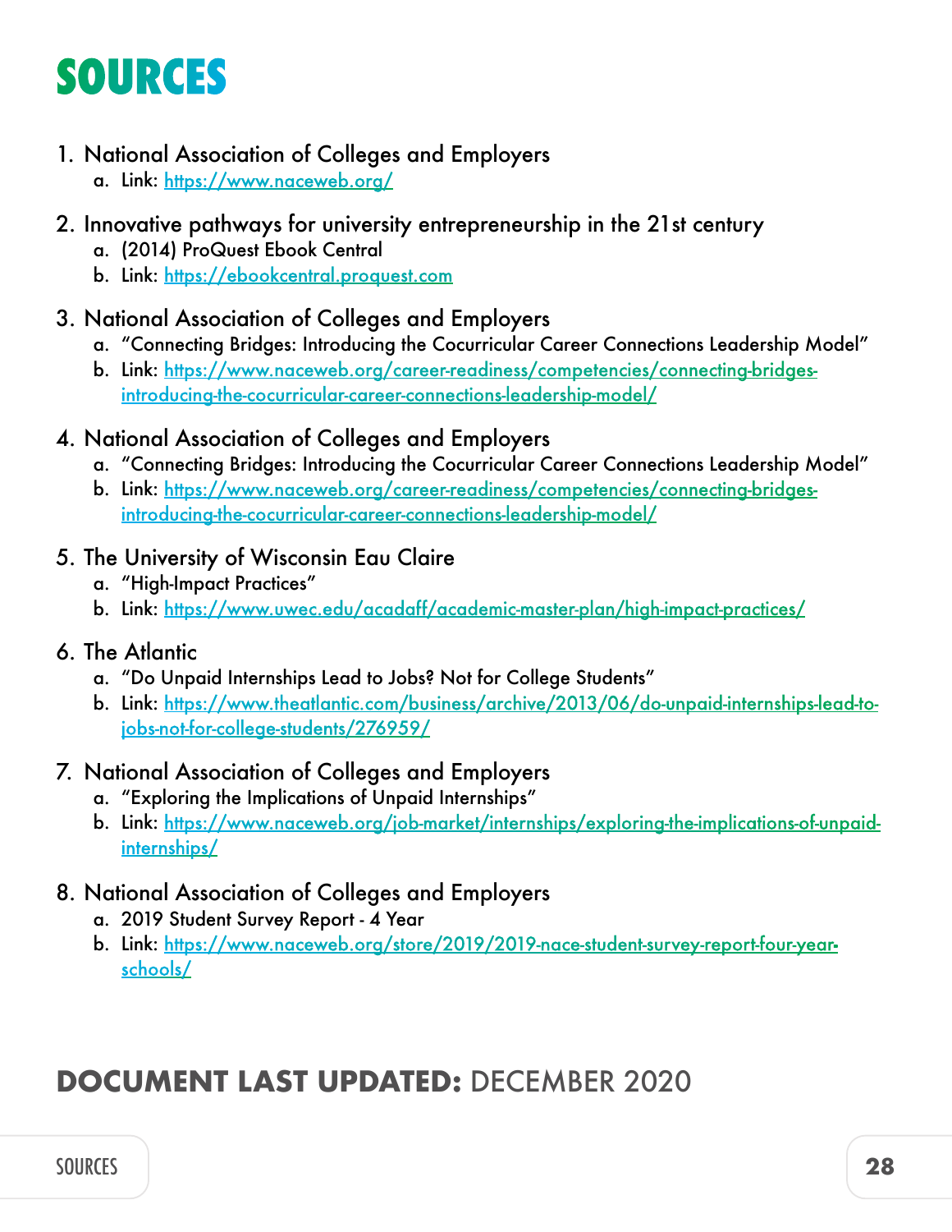# SOURCES

1. National Association of Colleges and Employers
    a. Link: https://www.naceweb.org/
2. Innovative pathways for university entrepreneurship in the 21st century
    a. (2014) ProQuest Ebook Central
    b. Link: https://ebookcentral.proquest.com
3. National Association of Colleges and Employers
    a. "Connecting Bridges: Introducing the Cocurricular Career Connections Leadership Model"
    b. Link: https://www.naceweb.org/career-readiness/competencies/connecting-bridges-introducing-the-cocurricular-career-connections-leadership-model/
4. National Association of Colleges and Employers
    a. "Connecting Bridges: Introducing the Cocurricular Career Connections Leadership Model"
    b. Link: https://www.naceweb.org/career-readiness/competencies/connecting-bridges-introducing-the-cocurricular-career-connections-leadership-model/
5. The University of Wisconsin Eau Claire
    a. "High-Impact Practices"
    b. Link: https://www.uwec.edu/acadaff/academic-master-plan/high-impact-practices/
6. The Atlantic
    a. "Do Unpaid Internships Lead to Jobs? Not for College Students"
    b. Link: https://www.theatlantic.com/business/archive/2013/06/do-unpaid-internships-lead-to-jobs-not-for-college-students/276959/
7. National Association of Colleges and Employers
    a. "Exploring the Implications of Unpaid Internships"
    b. Link: https://www.naceweb.org/job-market/internships/exploring-the-implications-of-unpaid-internships/
8. National Association of Colleges and Employers
    a. 2019 Student Survey Report - 4 Year
    b. Link: https://www.naceweb.org/store/2019/2019-nace-student-survey-report-four-year-schools/

## DOCUMENT LAST UPDATED: DECEMBER 2020